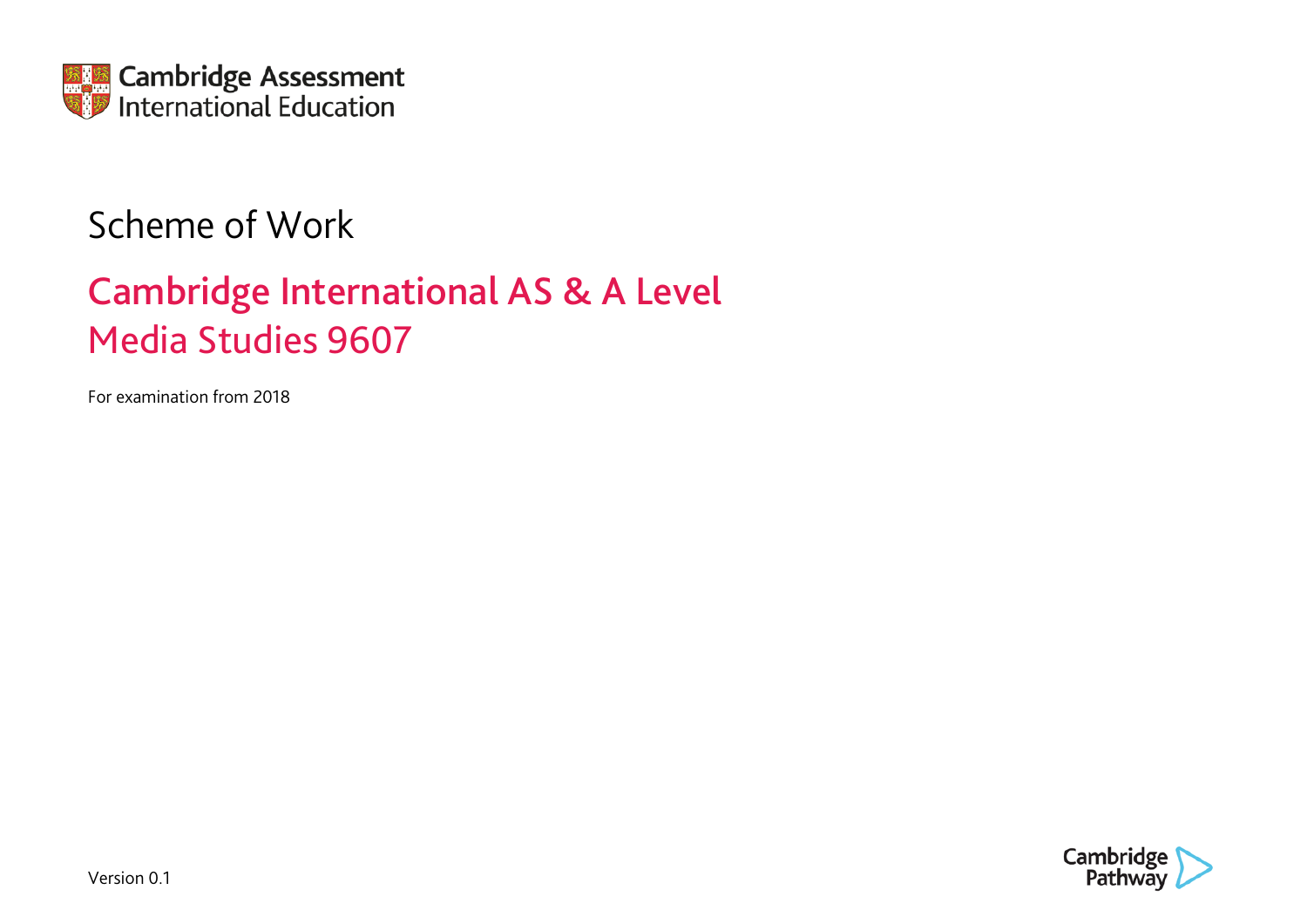Cambridge Assessment International Education

# Scheme of Work

## Cambridge International AS & A Level Media Studies 9607

For examination from 2018

Version 0.1

Cambridge Pathway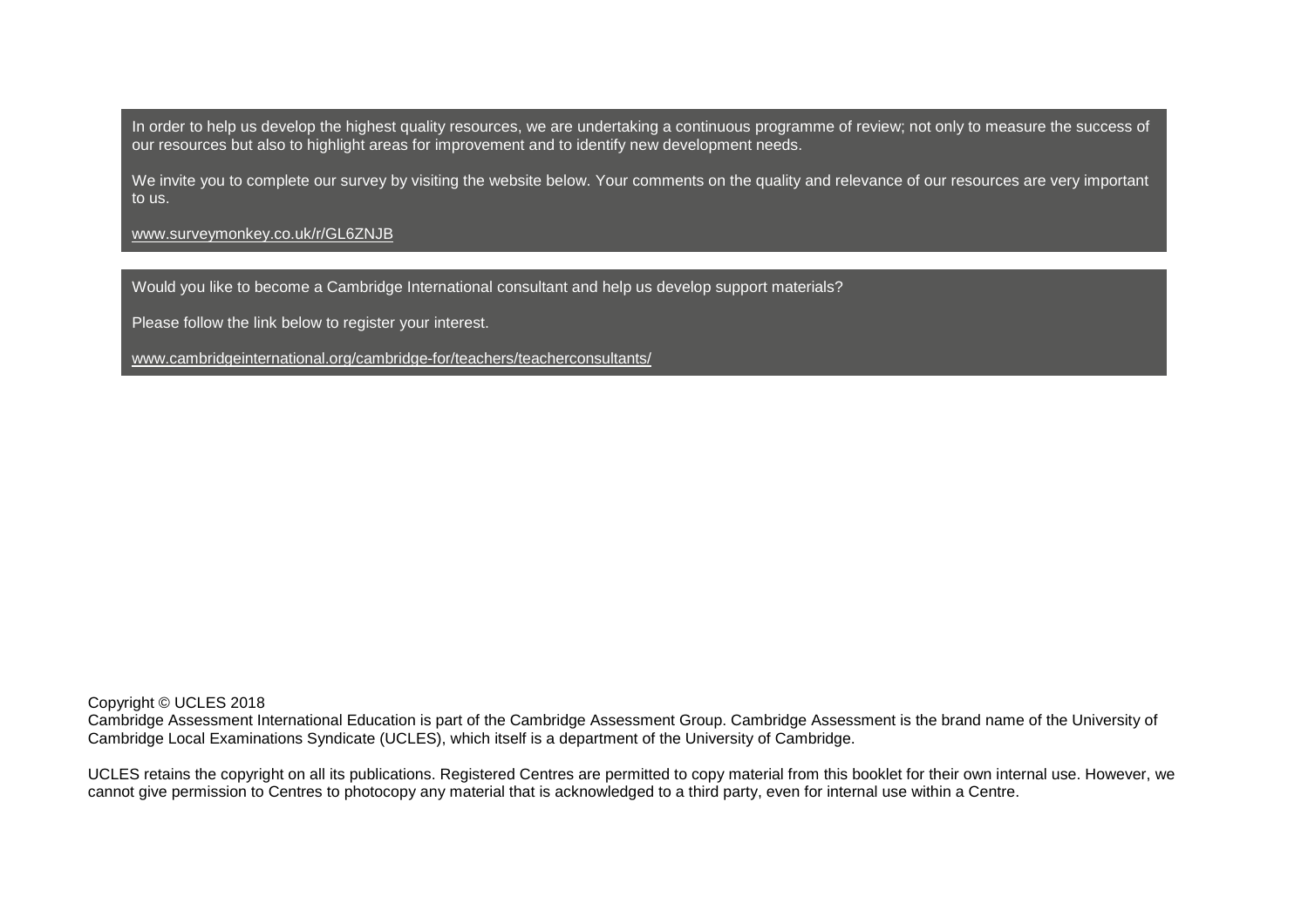In order to help us develop the highest quality resources, we are undertaking a continuous programme of review; not only to measure the success of our resources but also to highlight areas for improvement and to identify new development needs.

We invite you to complete our survey by visiting the website below. Your comments on the quality and relevance of our resources are very important to us.

www.surveymonkey.co.uk/r/GL6ZNJB

Would you like to become a Cambridge International consultant and help us develop support materials?

Please follow the link below to register your interest.

www.cambridgeinternational.org/cambridge-for/teachers/teacherconsultants/

Copyright © UCLES 2018
Cambridge Assessment International Education is part of the Cambridge Assessment Group. Cambridge Assessment is the brand name of the University of Cambridge Local Examinations Syndicate (UCLES), which itself is a department of the University of Cambridge.

UCLES retains the copyright on all its publications. Registered Centres are permitted to copy material from this booklet for their own internal use. However, we cannot give permission to Centres to photocopy any material that is acknowledged to a third party, even for internal use within a Centre.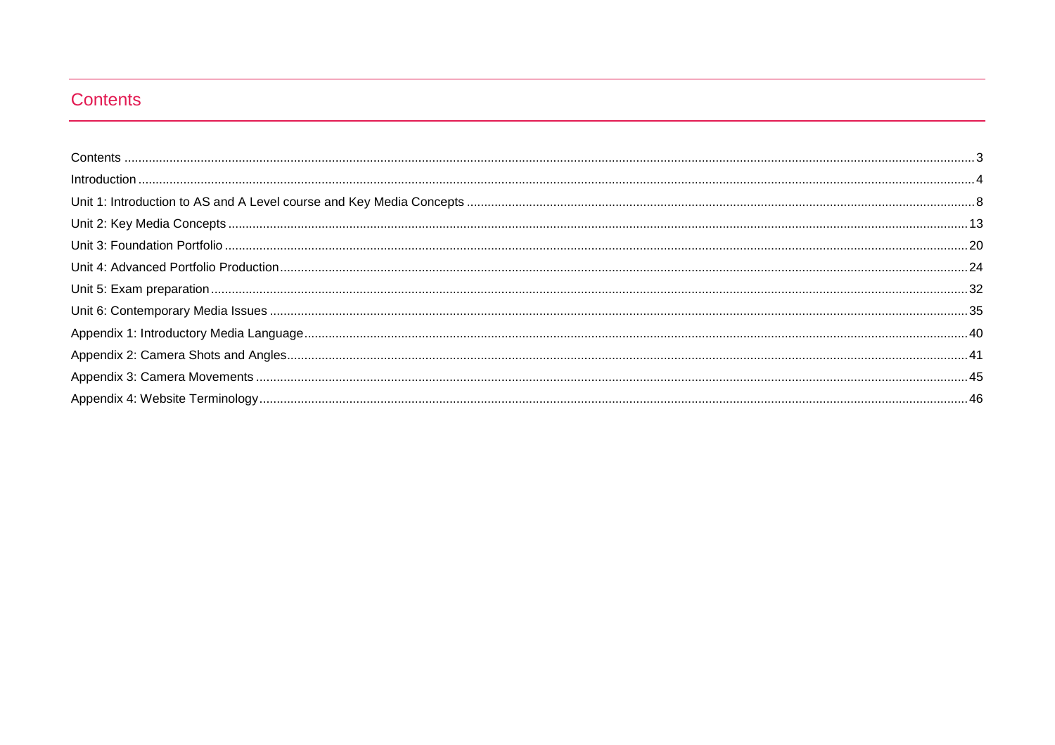## Contents

Contents ....................................................................................................................................................................................................... 3
Introduction ................................................................................................................................................................................................... 4
Unit 1: Introduction to AS and A Level course and Key Media Concepts ..................................................................................................... 8
Unit 2: Key Media Concepts ....................................................................................................................................................................... 13
Unit 3: Foundation Portfolio ........................................................................................................................................................................ 20
Unit 4: Advanced Portfolio Production ........................................................................................................................................................ 24
Unit 5: Exam preparation ............................................................................................................................................................................ 32
Unit 6: Contemporary Media Issues ............................................................................................................................................................ 35
Appendix 1: Introductory Media Language .................................................................................................................................................. 40
Appendix 2: Camera Shots and Angles ....................................................................................................................................................... 41
Appendix 3: Camera Movements ................................................................................................................................................................ 45
Appendix 4: Website Terminology ............................................................................................................................................................... 46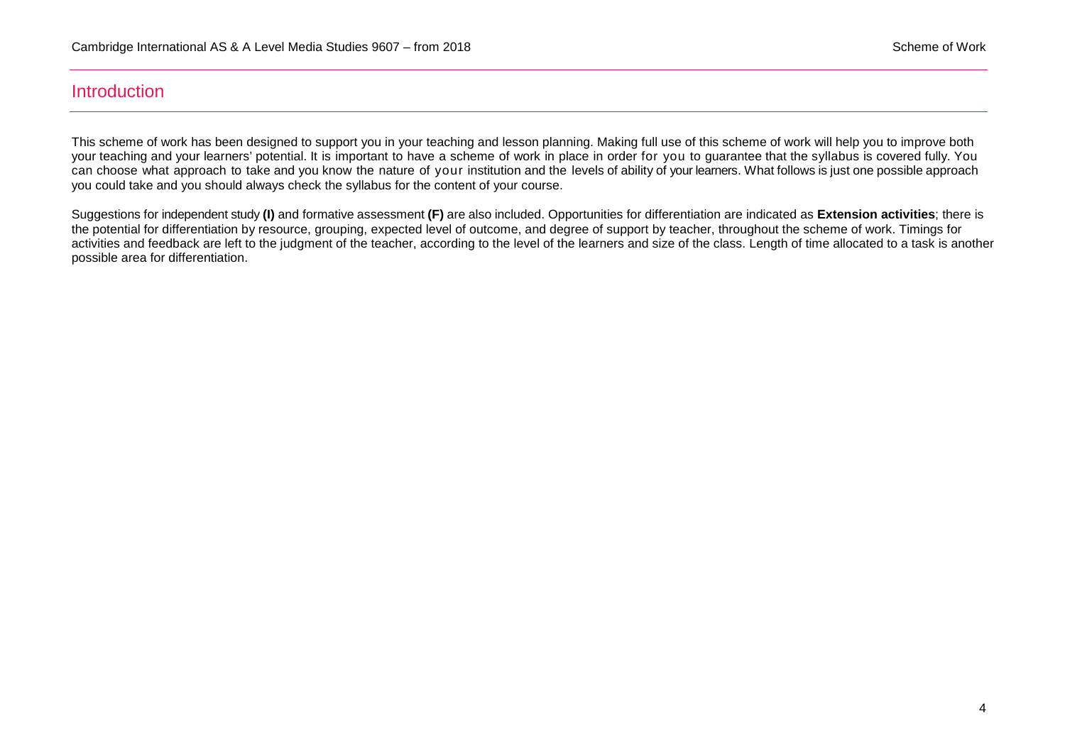# Introduction

This scheme of work has been designed to support you in your teaching and lesson planning. Making full use of this scheme of work will help you to improve both your teaching and your learners' potential. It is important to have a scheme of work in place in order for you to guarantee that the syllabus is covered fully. You can choose what approach to take and you know the nature of your institution and the levels of ability of your learners. What follows is just one possible approach you could take and you should always check the syllabus for the content of your course.

Suggestions for independent study **(I)** and formative assessment **(F)** are also included. Opportunities for differentiation are indicated as **Extension activities**; there is the potential for differentiation by resource, grouping, expected level of outcome, and degree of support by teacher, throughout the scheme of work. Timings for activities and feedback are left to the judgment of the teacher, according to the level of the learners and size of the class. Length of time allocated to a task is another possible area for differentiation.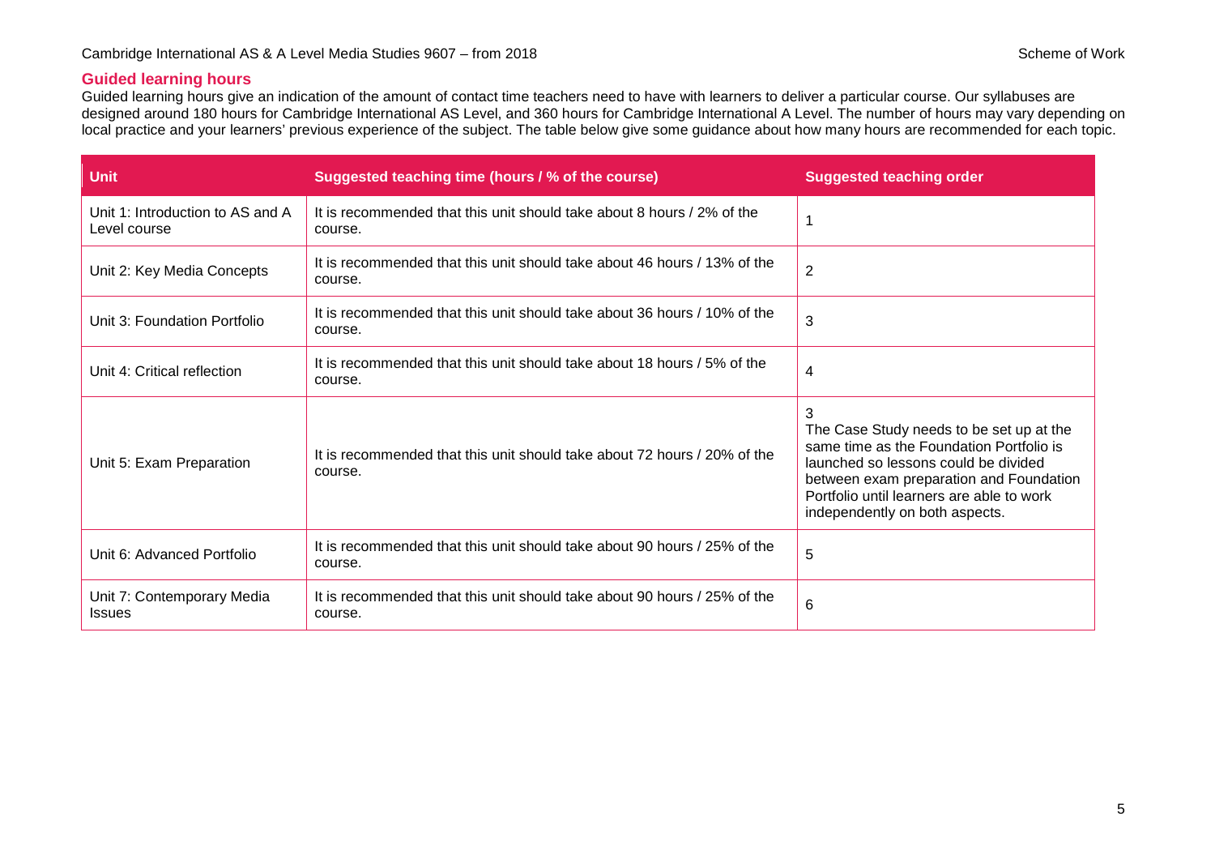## Guided learning hours

Guided learning hours give an indication of the amount of contact time teachers need to have with learners to deliver a particular course. Our syllabuses are designed around 180 hours for Cambridge International AS Level, and 360 hours for Cambridge International A Level. The number of hours may vary depending on local practice and your learners' previous experience of the subject. The table below give some guidance about how many hours are recommended for each topic.

| Unit | Suggested teaching time (hours / % of the course) | Suggested teaching order |
|---|---|---|
| Unit 1: Introduction to AS and A Level course | It is recommended that this unit should take about 8 hours / 2% of the course. | 1 |
| Unit 2: Key Media Concepts | It is recommended that this unit should take about 46 hours / 13% of the course. | 2 |
| Unit 3: Foundation Portfolio | It is recommended that this unit should take about 36 hours / 10% of the course. | 3 |
| Unit 4: Critical reflection | It is recommended that this unit should take about 18 hours / 5% of the course. | 4 |
| Unit 5: Exam Preparation | It is recommended that this unit should take about 72 hours / 20% of the course. | 3<br>The Case Study needs to be set up at the same time as the Foundation Portfolio is launched so lessons could be divided between exam preparation and Foundation Portfolio until learners are able to work independently on both aspects. |
| Unit 6: Advanced Portfolio | It is recommended that this unit should take about 90 hours / 25% of the course. | 5 |
| Unit 7: Contemporary Media Issues | It is recommended that this unit should take about 90 hours / 25% of the course. | 6 |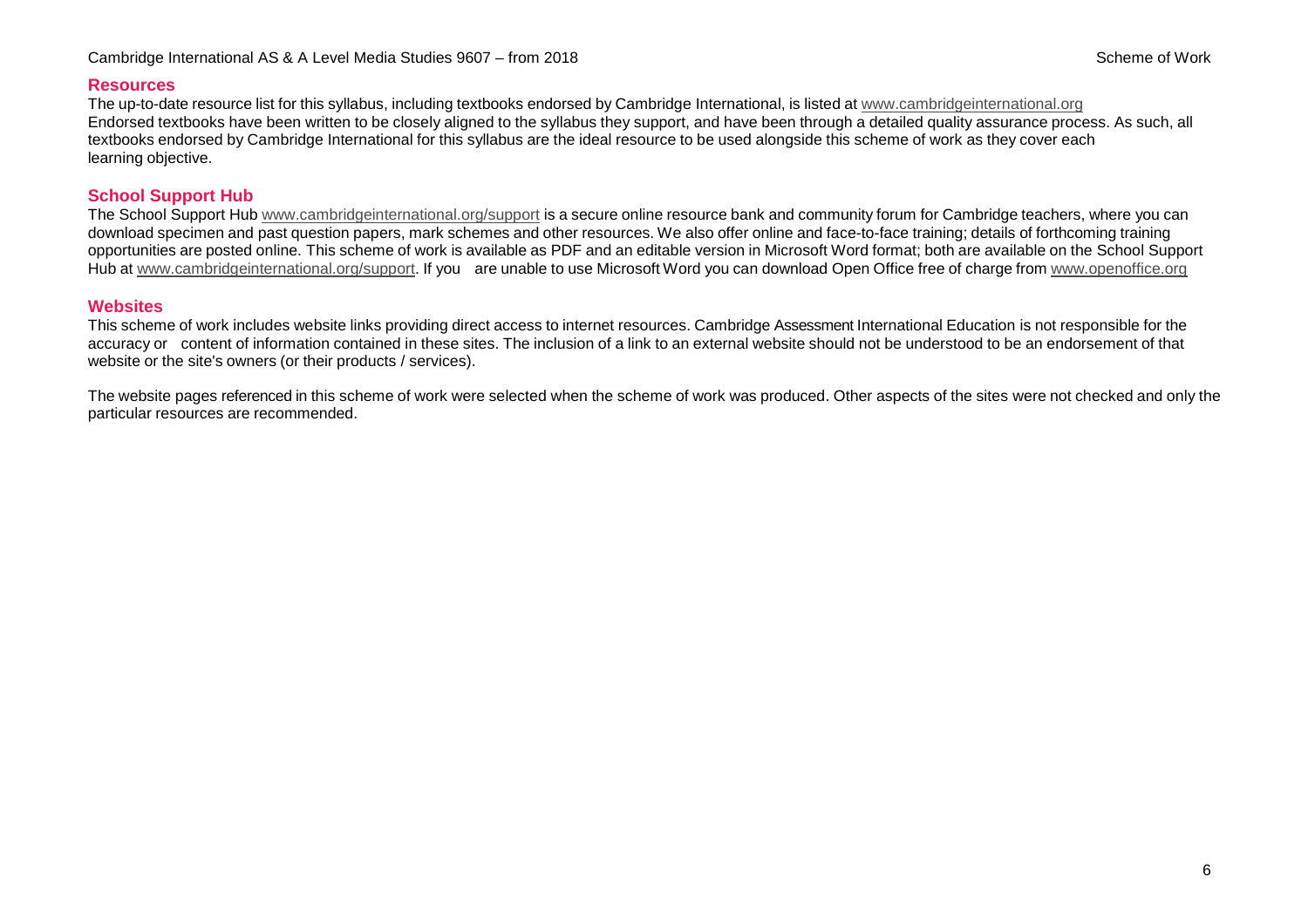## Resources

The up-to-date resource list for this syllabus, including textbooks endorsed by Cambridge International, is listed at www.cambridgeinternational.org
Endorsed textbooks have been written to be closely aligned to the syllabus they support, and have been through a detailed quality assurance process. As such, all textbooks endorsed by Cambridge International for this syllabus are the ideal resource to be used alongside this scheme of work as they cover each learning objective.

## School Support Hub

The School Support Hub www.cambridgeinternational.org/support is a secure online resource bank and community forum for Cambridge teachers, where you can download specimen and past question papers, mark schemes and other resources. We also offer online and face-to-face training; details of forthcoming training opportunities are posted online. This scheme of work is available as PDF and an editable version in Microsoft Word format; both are available on the School Support Hub at www.cambridgeinternational.org/support. If you are unable to use Microsoft Word you can download Open Office free of charge from www.openoffice.org

## Websites

This scheme of work includes website links providing direct access to internet resources. Cambridge Assessment International Education is not responsible for the accuracy or content of information contained in these sites. The inclusion of a link to an external website should not be understood to be an endorsement of that website or the site's owners (or their products / services).

The website pages referenced in this scheme of work were selected when the scheme of work was produced. Other aspects of the sites were not checked and only the particular resources are recommended.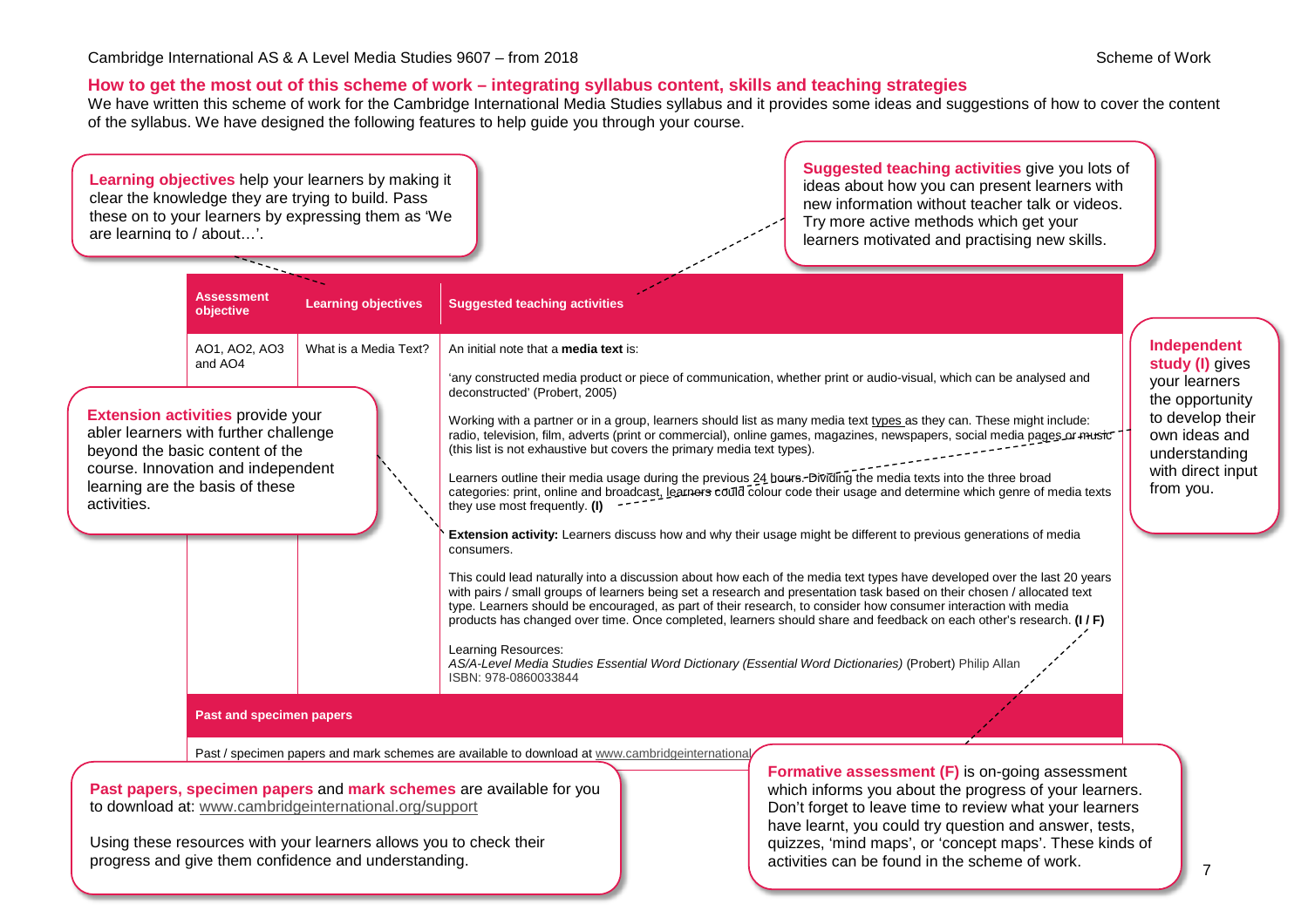## How to get the most out of this scheme of work – integrating syllabus content, skills and teaching strategies

We have written this scheme of work for the Cambridge International Media Studies syllabus and it provides some ideas and suggestions of how to cover the content of the syllabus. We have designed the following features to help guide you through your course.

**Learning objectives** help your learners by making it clear the knowledge they are trying to build. Pass these on to your learners by expressing them as 'We are learning to / about…'.

**Suggested teaching activities** give you lots of ideas about how you can present learners with new information without teacher talk or videos. Try more active methods which get your learners motivated and practising new skills.

**Extension activities** provide your abler learners with further challenge beyond the basic content of the course. Innovation and independent learning are the basis of these activities.

**Independent study (I)** gives your learners the opportunity to develop their own ideas and understanding with direct input from you.

| Assessment objective | Learning objectives | Suggested teaching activities |
|---|---|---|
| AO1, AO2, AO3 and AO4 | What is a Media Text? | An initial note that a **media text** is:<br><br>'any constructed media product or piece of communication, whether print or audio-visual, which can be analysed and deconstructed' (Probert, 2005)<br><br>Working with a partner or in a group, learners should list as many media text types as they can. These might include: radio, television, film, adverts (print or commercial), online games, magazines, newspapers, social media pages or music (this list is not exhaustive but covers the primary media text types).<br><br>Learners outline their media usage during the previous 24 hours. Dividing the media texts into the three broad categories: print, online and broadcast, learners could colour code their usage and determine which genre of media texts they use most frequently. **(I)**<br><br>**Extension activity:** Learners discuss how and why their usage might be different to previous generations of media consumers.<br><br>This could lead naturally into a discussion about how each of the media text types have developed over the last 20 years with pairs / small groups of learners being set a research and presentation task based on their chosen / allocated text type. Learners should be encouraged, as part of their research, to consider how consumer interaction with media products has changed over time. Once completed, learners should share and feedback on each other's research. **(I / F)**<br><br>Learning Resources:<br>*AS/A-Level Media Studies Essential Word Dictionary (Essential Word Dictionaries)* (Probert) Philip Allan ISBN: 978-0860033844 |

**Past and specimen papers**

Past / specimen papers and mark schemes are available to download at www.cambridgeinternational...

**Past papers, specimen papers** and **mark schemes** are available for you to download at: www.cambridgeinternational.org/support

Using these resources with your learners allows you to check their progress and give them confidence and understanding.

**Formative assessment (F)** is on-going assessment which informs you about the progress of your learners. Don't forget to leave time to review what your learners have learnt, you could try question and answer, tests, quizzes, 'mind maps', or 'concept maps'. These kinds of activities can be found in the scheme of work.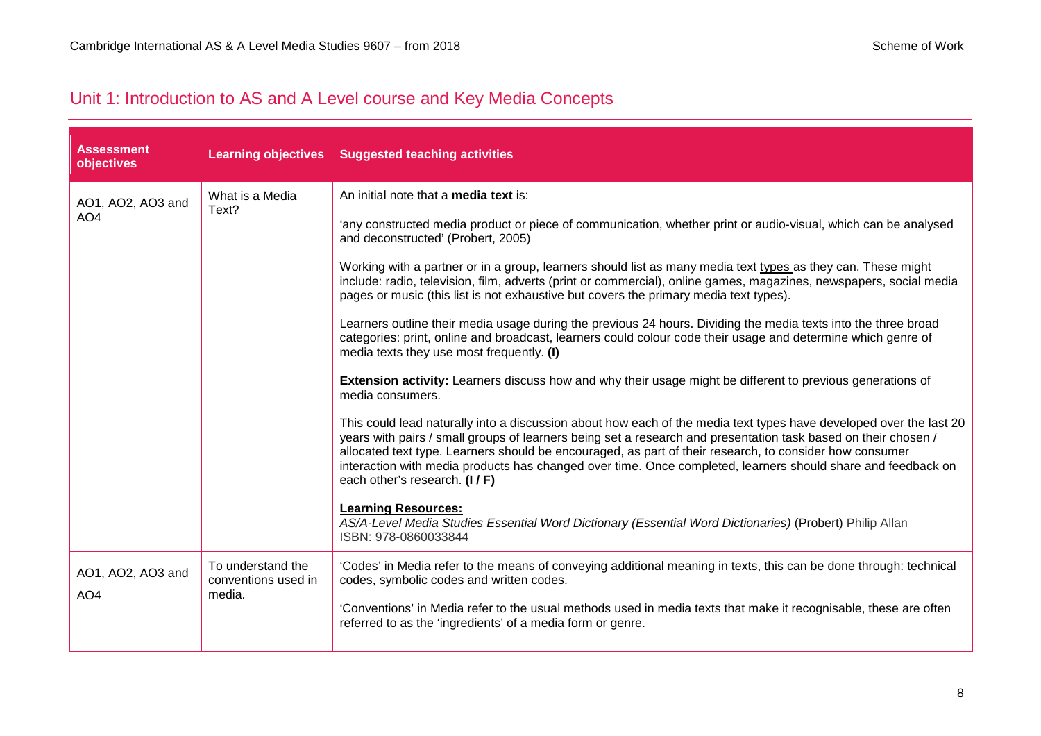## Unit 1: Introduction to AS and A Level course and Key Media Concepts

| Assessment objectives | Learning objectives | Suggested teaching activities |
|---|---|---|
| AO1, AO2, AO3 and AO4 | What is a Media Text? | An initial note that a **media text** is:<br><br>'any constructed media product or piece of communication, whether print or audio-visual, which can be analysed and deconstructed' (Probert, 2005)<br><br>Working with a partner or in a group, learners should list as many media text types as they can. These might include: radio, television, film, adverts (print or commercial), online games, magazines, newspapers, social media pages or music (this list is not exhaustive but covers the primary media text types).<br><br>Learners outline their media usage during the previous 24 hours. Dividing the media texts into the three broad categories: print, online and broadcast, learners could colour code their usage and determine which genre of media texts they use most frequently. **(I)**<br><br>**Extension activity:** Learners discuss how and why their usage might be different to previous generations of media consumers.<br><br>This could lead naturally into a discussion about how each of the media text types have developed over the last 20 years with pairs / small groups of learners being set a research and presentation task based on their chosen / allocated text type. Learners should be encouraged, as part of their research, to consider how consumer interaction with media products has changed over time. Once completed, learners should share and feedback on each other's research. **(I / F)**<br><br>**Learning Resources:**<br>*AS/A-Level Media Studies Essential Word Dictionary (Essential Word Dictionaries)* (Probert) Philip Allan<br>ISBN: 978-0860033844 |
| AO1, AO2, AO3 and AO4 | To understand the conventions used in media. | 'Codes' in Media refer to the means of conveying additional meaning in texts, this can be done through: technical codes, symbolic codes and written codes.<br><br>'Conventions' in Media refer to the usual methods used in media texts that make it recognisable, these are often referred to as the 'ingredients' of a media form or genre. |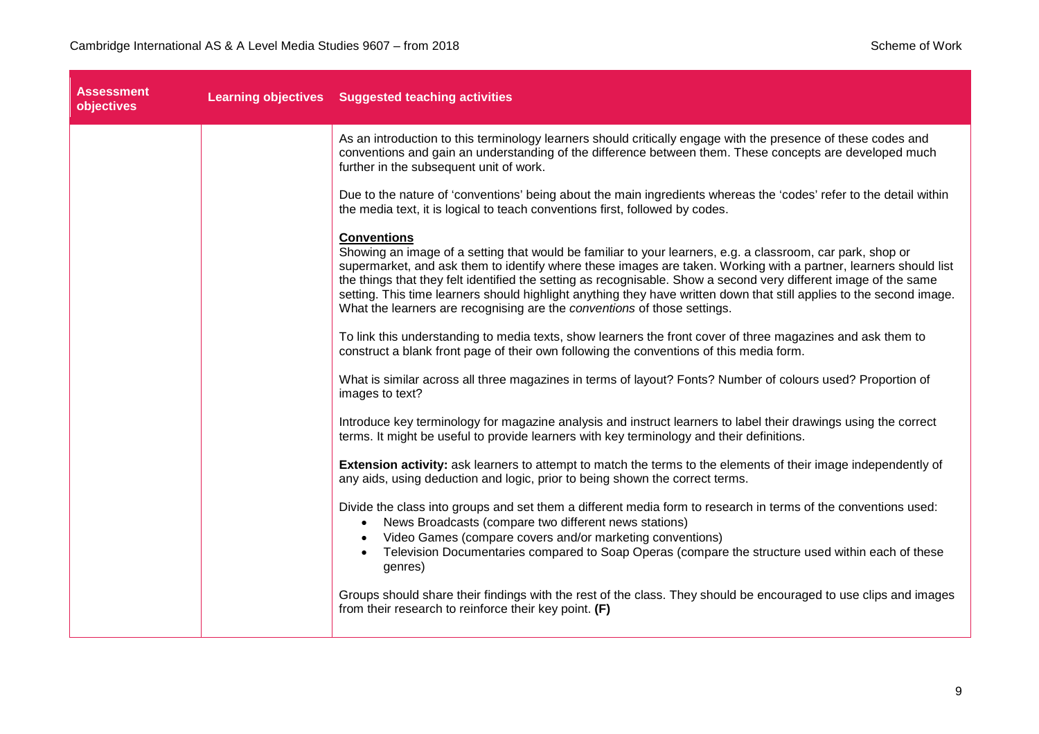| Assessment objectives | Learning objectives | Suggested teaching activities |
|---|---|---|
| | | As an introduction to this terminology learners should critically engage with the presence of these codes and conventions and gain an understanding of the difference between them. These concepts are developed much further in the subsequent unit of work.<br><br>Due to the nature of 'conventions' being about the main ingredients whereas the 'codes' refer to the detail within the media text, it is logical to teach conventions first, followed by codes.<br><br>**<u>Conventions</u>**<br>Showing an image of a setting that would be familiar to your learners, e.g. a classroom, car park, shop or supermarket, and ask them to identify where these images are taken. Working with a partner, learners should list the things that they felt identified the setting as recognisable. Show a second very different image of the same setting. This time learners should highlight anything they have written down that still applies to the second image. What the learners are recognising are the *conventions* of those settings.<br><br>To link this understanding to media texts, show learners the front cover of three magazines and ask them to construct a blank front page of their own following the conventions of this media form.<br><br>What is similar across all three magazines in terms of layout? Fonts? Number of colours used? Proportion of images to text?<br><br>Introduce key terminology for magazine analysis and instruct learners to label their drawings using the correct terms. It might be useful to provide learners with key terminology and their definitions.<br><br>**Extension activity:** ask learners to attempt to match the terms to the elements of their image independently of any aids, using deduction and logic, prior to being shown the correct terms.<br><br>Divide the class into groups and set them a different media form to research in terms of the conventions used:<br>• News Broadcasts (compare two different news stations)<br>• Video Games (compare covers and/or marketing conventions)<br>• Television Documentaries compared to Soap Operas (compare the structure used within each of these genres)<br><br>Groups should share their findings with the rest of the class. They should be encouraged to use clips and images from their research to reinforce their key point. **(F)** |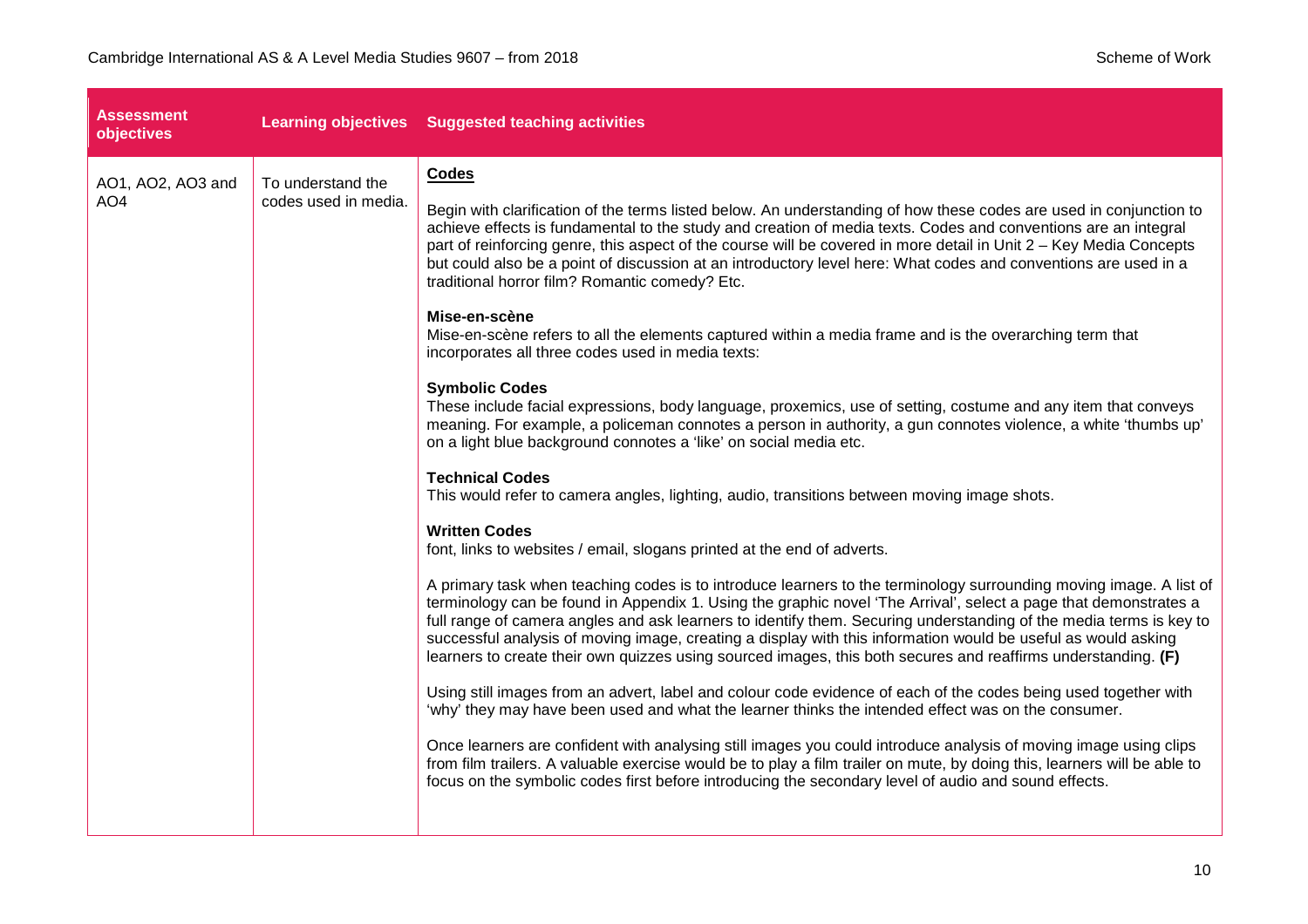| Assessment objectives | Learning objectives | Suggested teaching activities |
|---|---|---|
| AO1, AO2, AO3 and AO4 | To understand the codes used in media. | **<u>Codes</u>**<br><br>Begin with clarification of the terms listed below. An understanding of how these codes are used in conjunction to achieve effects is fundamental to the study and creation of media texts. Codes and conventions are an integral part of reinforcing genre, this aspect of the course will be covered in more detail in Unit 2 – Key Media Concepts but could also be a point of discussion at an introductory level here: What codes and conventions are used in a traditional horror film? Romantic comedy? Etc.<br><br>**Mise-en-scène**<br>Mise-en-scène refers to all the elements captured within a media frame and is the overarching term that incorporates all three codes used in media texts:<br><br>**Symbolic Codes**<br>These include facial expressions, body language, proxemics, use of setting, costume and any item that conveys meaning. For example, a policeman connotes a person in authority, a gun connotes violence, a white 'thumbs up' on a light blue background connotes a 'like' on social media etc.<br><br>**Technical Codes**<br>This would refer to camera angles, lighting, audio, transitions between moving image shots.<br><br>**Written Codes**<br>font, links to websites / email, slogans printed at the end of adverts.<br><br>A primary task when teaching codes is to introduce learners to the terminology surrounding moving image. A list of terminology can be found in Appendix 1. Using the graphic novel 'The Arrival', select a page that demonstrates a full range of camera angles and ask learners to identify them. Securing understanding of the media terms is key to successful analysis of moving image, creating a display with this information would be useful as would asking learners to create their own quizzes using sourced images, this both secures and reaffirms understanding. **(F)**<br><br>Using still images from an advert, label and colour code evidence of each of the codes being used together with 'why' they may have been used and what the learner thinks the intended effect was on the consumer.<br><br>Once learners are confident with analysing still images you could introduce analysis of moving image using clips from film trailers. A valuable exercise would be to play a film trailer on mute, by doing this, learners will be able to focus on the symbolic codes first before introducing the secondary level of audio and sound effects. |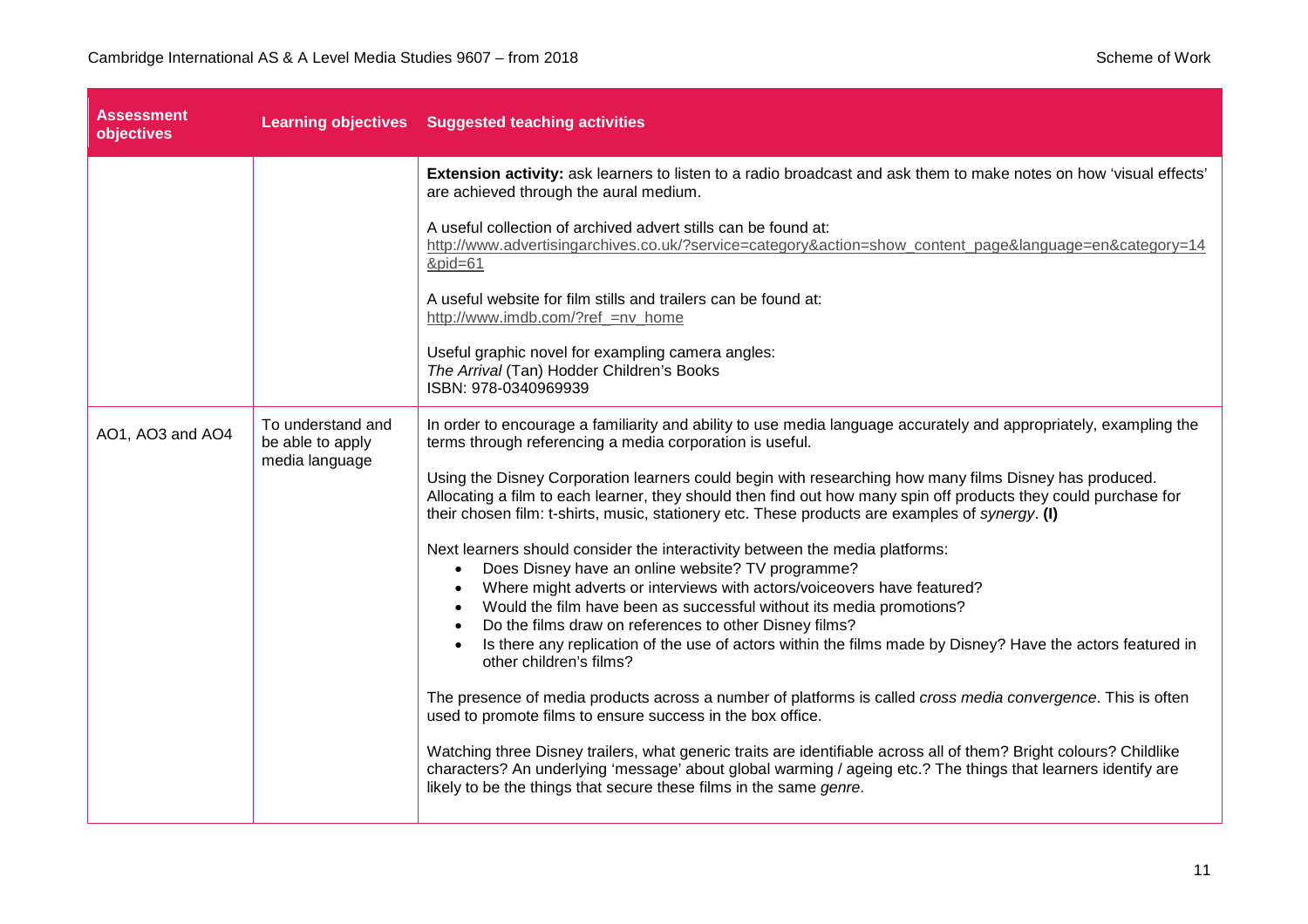| Assessment objectives | Learning objectives | Suggested teaching activities |
| --- | --- | --- |
| | | **Extension activity:** ask learners to listen to a radio broadcast and ask them to make notes on how 'visual effects' are achieved through the aural medium.<br><br>A useful collection of archived advert stills can be found at:<br>http://www.advertisingarchives.co.uk/?service=category&action=show_content_page&language=en&category=14&pid=61<br><br>A useful website for film stills and trailers can be found at:<br>http://www.imdb.com/?ref_=nv_home<br><br>Useful graphic novel for exampling camera angles:<br>*The Arrival* (Tan) Hodder Children's Books<br>ISBN: 978-0340969939 |
| AO1, AO3 and AO4 | To understand and be able to apply media language | In order to encourage a familiarity and ability to use media language accurately and appropriately, exampling the terms through referencing a media corporation is useful.<br><br>Using the Disney Corporation learners could begin with researching how many films Disney has produced. Allocating a film to each learner, they should then find out how many spin off products they could purchase for their chosen film: t-shirts, music, stationery etc. These products are examples of *synergy*. **(I)**<br><br>Next learners should consider the interactivity between the media platforms:<br>• Does Disney have an online website? TV programme?<br>• Where might adverts or interviews with actors/voiceovers have featured?<br>• Would the film have been as successful without its media promotions?<br>• Do the films draw on references to other Disney films?<br>• Is there any replication of the use of actors within the films made by Disney? Have the actors featured in other children's films?<br><br>The presence of media products across a number of platforms is called *cross media convergence*. This is often used to promote films to ensure success in the box office.<br><br>Watching three Disney trailers, what generic traits are identifiable across all of them? Bright colours? Childlike characters? An underlying 'message' about global warming / ageing etc.? The things that learners identify are likely to be the things that secure these films in the same *genre*. |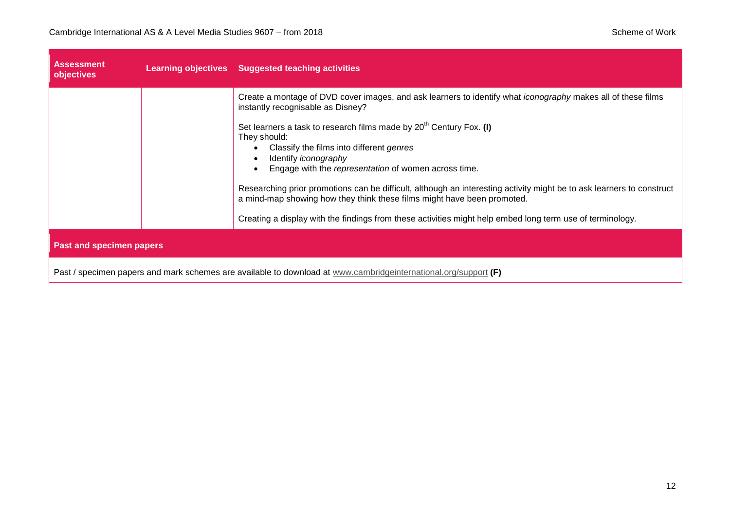| Assessment objectives | Learning objectives | Suggested teaching activities |
|---|---|---|
| | | Create a montage of DVD cover images, and ask learners to identify what *iconography* makes all of these films instantly recognisable as Disney?<br><br>Set learners a task to research films made by 20th Century Fox. **(I)**<br>They should:<br>• Classify the films into different *genres*<br>• Identify *iconography*<br>• Engage with the *representation* of women across time.<br><br>Researching prior promotions can be difficult, although an interesting activity might be to ask learners to construct a mind-map showing how they think these films might have been promoted.<br><br>Creating a display with the findings from these activities might help embed long term use of terminology. |

**Past and specimen papers**

Past / specimen papers and mark schemes are available to download at www.cambridgeinternational.org/support **(F)**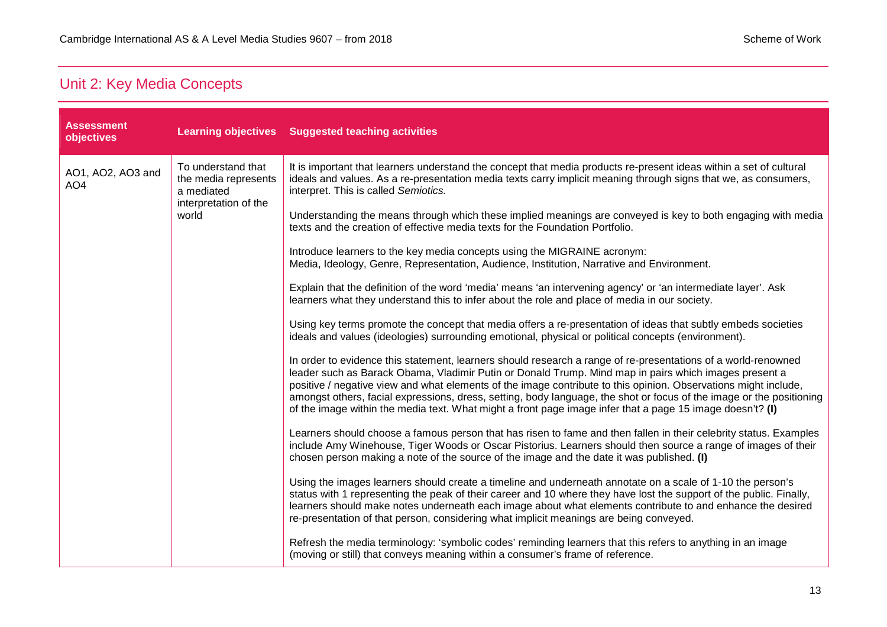## Unit 2: Key Media Concepts

| Assessment objectives | Learning objectives | Suggested teaching activities |
|---|---|---|
| AO1, AO2, AO3 and AO4 | To understand that the media represents a mediated interpretation of the world | It is important that learners understand the concept that media products re-present ideas within a set of cultural ideals and values. As a re-presentation media texts carry implicit meaning through signs that we, as consumers, interpret. This is called *Semiotics.*<br><br>Understanding the means through which these implied meanings are conveyed is key to both engaging with media texts and the creation of effective media texts for the Foundation Portfolio.<br><br>Introduce learners to the key media concepts using the MIGRAINE acronym:<br>Media, Ideology, Genre, Representation, Audience, Institution, Narrative and Environment.<br><br>Explain that the definition of the word 'media' means 'an intervening agency' or 'an intermediate layer'. Ask learners what they understand this to infer about the role and place of media in our society.<br><br>Using key terms promote the concept that media offers a re-presentation of ideas that subtly embeds societies ideals and values (ideologies) surrounding emotional, physical or political concepts (environment).<br><br>In order to evidence this statement, learners should research a range of re-presentations of a world-renowned leader such as Barack Obama, Vladimir Putin or Donald Trump. Mind map in pairs which images present a positive / negative view and what elements of the image contribute to this opinion. Observations might include, amongst others, facial expressions, dress, setting, body language, the shot or focus of the image or the positioning of the image within the media text. What might a front page image infer that a page 15 image doesn't? **(I)**<br><br>Learners should choose a famous person that has risen to fame and then fallen in their celebrity status. Examples include Amy Winehouse, Tiger Woods or Oscar Pistorius. Learners should then source a range of images of their chosen person making a note of the source of the image and the date it was published. **(I)**<br><br>Using the images learners should create a timeline and underneath annotate on a scale of 1-10 the person's status with 1 representing the peak of their career and 10 where they have lost the support of the public. Finally, learners should make notes underneath each image about what elements contribute to and enhance the desired re-presentation of that person, considering what implicit meanings are being conveyed.<br><br>Refresh the media terminology: 'symbolic codes' reminding learners that this refers to anything in an image (moving or still) that conveys meaning within a consumer's frame of reference. |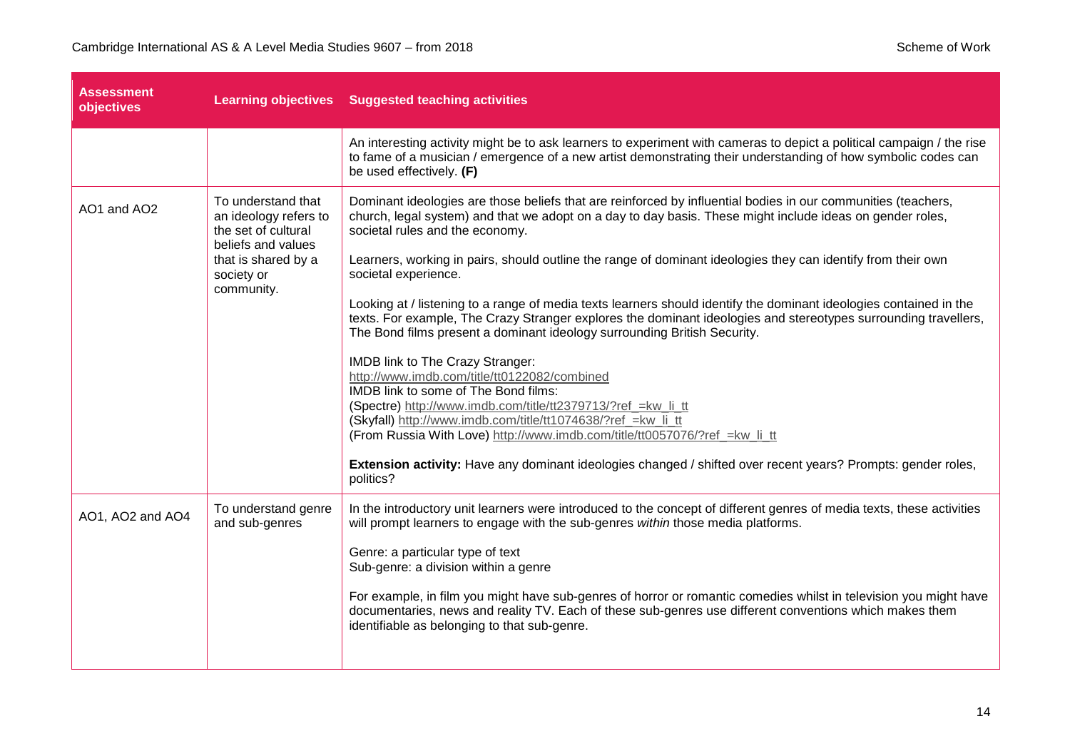| Assessment objectives | Learning objectives | Suggested teaching activities |
|---|---|---|
| | | An interesting activity might be to ask learners to experiment with cameras to depict a political campaign / the rise to fame of a musician / emergence of a new artist demonstrating their understanding of how symbolic codes can be used effectively. **(F)** |
| AO1 and AO2 | To understand that an ideology refers to the set of cultural beliefs and values that is shared by a society or community. | Dominant ideologies are those beliefs that are reinforced by influential bodies in our communities (teachers, church, legal system) and that we adopt on a day to day basis. These might include ideas on gender roles, societal rules and the economy.<br><br>Learners, working in pairs, should outline the range of dominant ideologies they can identify from their own societal experience.<br><br>Looking at / listening to a range of media texts learners should identify the dominant ideologies contained in the texts. For example, The Crazy Stranger explores the dominant ideologies and stereotypes surrounding travellers, The Bond films present a dominant ideology surrounding British Security.<br><br>IMDB link to The Crazy Stranger:<br>http://www.imdb.com/title/tt0122082/combined<br>IMDB link to some of The Bond films:<br>(Spectre) http://www.imdb.com/title/tt2379713/?ref_=kw_li_tt<br>(Skyfall) http://www.imdb.com/title/tt1074638/?ref_=kw_li_tt<br>(From Russia With Love) http://www.imdb.com/title/tt0057076/?ref_=kw_li_tt<br><br>**Extension activity:** Have any dominant ideologies changed / shifted over recent years? Prompts: gender roles, politics? |
| AO1, AO2 and AO4 | To understand genre and sub-genres | In the introductory unit learners were introduced to the concept of different genres of media texts, these activities will prompt learners to engage with the sub-genres *within* those media platforms.<br><br>Genre: a particular type of text<br>Sub-genre: a division within a genre<br><br>For example, in film you might have sub-genres of horror or romantic comedies whilst in television you might have documentaries, news and reality TV. Each of these sub-genres use different conventions which makes them identifiable as belonging to that sub-genre. |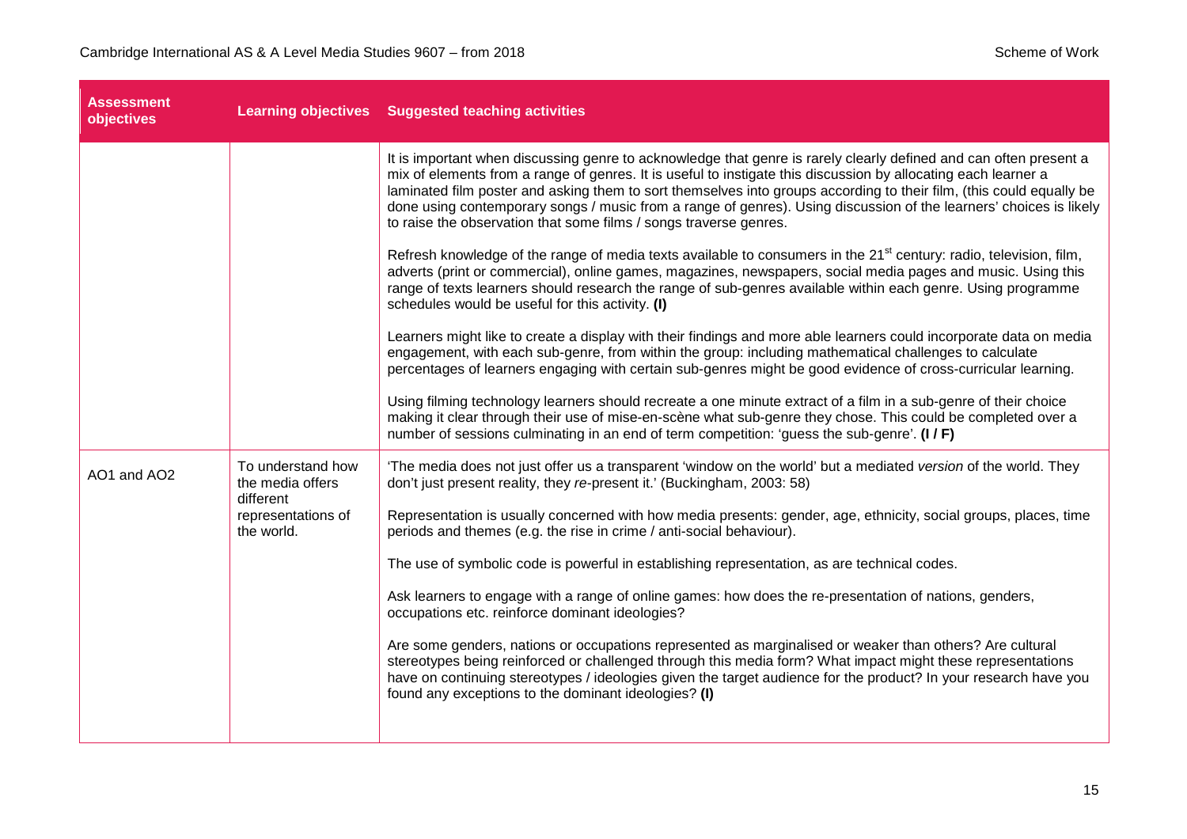| Assessment objectives | Learning objectives | Suggested teaching activities |
|---|---|---|
| | | It is important when discussing genre to acknowledge that genre is rarely clearly defined and can often present a mix of elements from a range of genres. It is useful to instigate this discussion by allocating each learner a laminated film poster and asking them to sort themselves into groups according to their film, (this could equally be done using contemporary songs / music from a range of genres). Using discussion of the learners' choices is likely to raise the observation that some films / songs traverse genres.<br><br>Refresh knowledge of the range of media texts available to consumers in the 21st century: radio, television, film, adverts (print or commercial), online games, magazines, newspapers, social media pages and music. Using this range of texts learners should research the range of sub-genres available within each genre. Using programme schedules would be useful for this activity. **(I)**<br><br>Learners might like to create a display with their findings and more able learners could incorporate data on media engagement, with each sub-genre, from within the group: including mathematical challenges to calculate percentages of learners engaging with certain sub-genres might be good evidence of cross-curricular learning.<br><br>Using filming technology learners should recreate a one minute extract of a film in a sub-genre of their choice making it clear through their use of mise-en-scène what sub-genre they chose. This could be completed over a number of sessions culminating in an end of term competition: 'guess the sub-genre'. **(I / F)** |
| AO1 and AO2 | To understand how the media offers different representations of the world. | 'The media does not just offer us a transparent 'window on the world' but a mediated *version* of the world. They don't just present reality, they *re*-present it.' (Buckingham, 2003: 58)<br><br>Representation is usually concerned with how media presents: gender, age, ethnicity, social groups, places, time periods and themes (e.g. the rise in crime / anti-social behaviour).<br><br>The use of symbolic code is powerful in establishing representation, as are technical codes.<br><br>Ask learners to engage with a range of online games: how does the re-presentation of nations, genders, occupations etc. reinforce dominant ideologies?<br><br>Are some genders, nations or occupations represented as marginalised or weaker than others? Are cultural stereotypes being reinforced or challenged through this media form? What impact might these representations have on continuing stereotypes / ideologies given the target audience for the product? In your research have you found any exceptions to the dominant ideologies? **(I)** |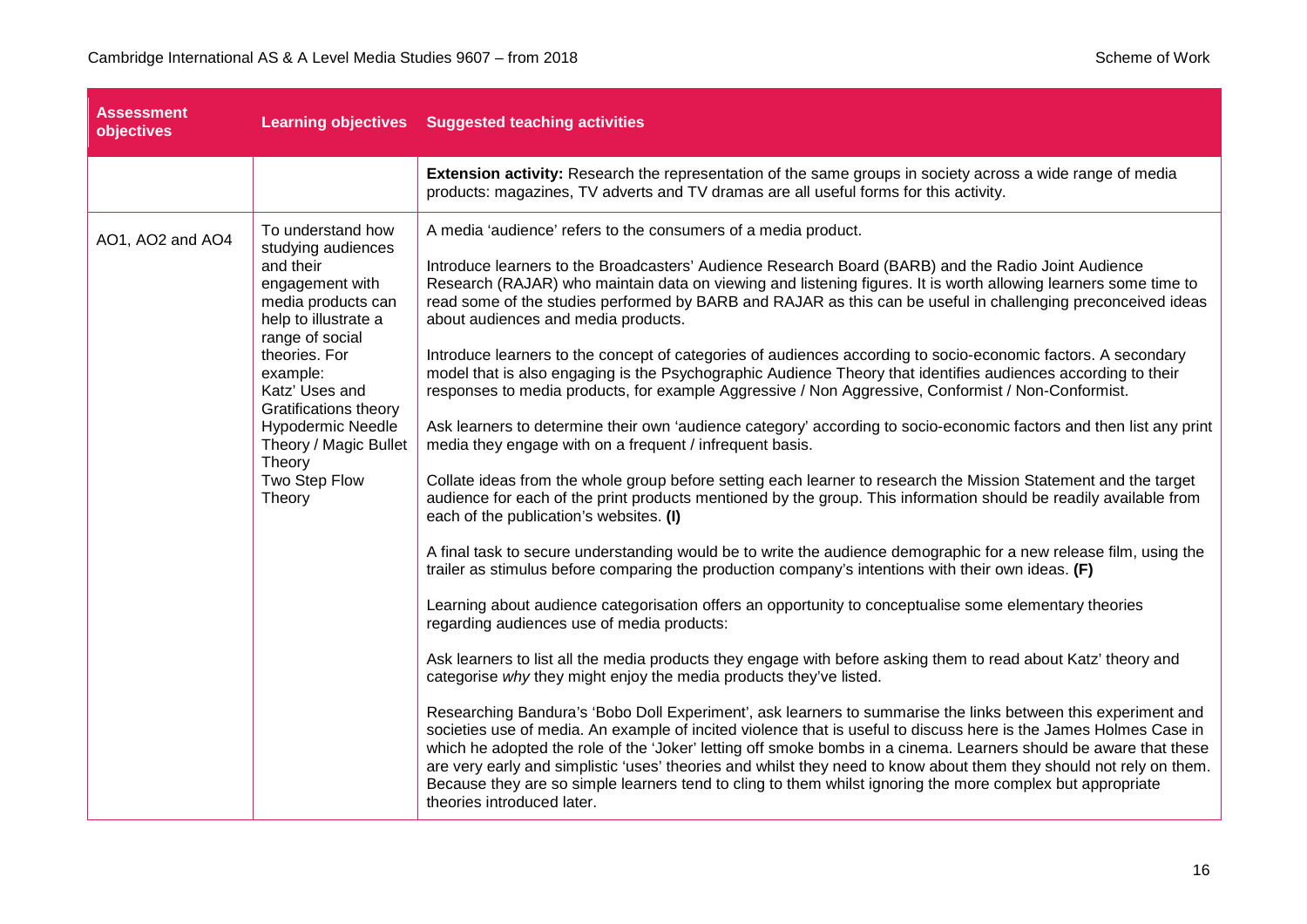| Assessment objectives | Learning objectives | Suggested teaching activities |
|---|---|---|
| | | **Extension activity:** Research the representation of the same groups in society across a wide range of media products: magazines, TV adverts and TV dramas are all useful forms for this activity. |
| AO1, AO2 and AO4 | To understand how studying audiences and their engagement with media products can help to illustrate a range of social theories. For example:<br>Katz' Uses and Gratifications theory<br>Hypodermic Needle Theory / Magic Bullet Theory<br>Two Step Flow Theory | A media 'audience' refers to the consumers of a media product.<br><br>Introduce learners to the Broadcasters' Audience Research Board (BARB) and the Radio Joint Audience Research (RAJAR) who maintain data on viewing and listening figures. It is worth allowing learners some time to read some of the studies performed by BARB and RAJAR as this can be useful in challenging preconceived ideas about audiences and media products.<br><br>Introduce learners to the concept of categories of audiences according to socio-economic factors. A secondary model that is also engaging is the Psychographic Audience Theory that identifies audiences according to their responses to media products, for example Aggressive / Non Aggressive, Conformist / Non-Conformist.<br><br>Ask learners to determine their own 'audience category' according to socio-economic factors and then list any print media they engage with on a frequent / infrequent basis.<br><br>Collate ideas from the whole group before setting each learner to research the Mission Statement and the target audience for each of the print products mentioned by the group. This information should be readily available from each of the publication's websites. **(I)**<br><br>A final task to secure understanding would be to write the audience demographic for a new release film, using the trailer as stimulus before comparing the production company's intentions with their own ideas. **(F)**<br><br>Learning about audience categorisation offers an opportunity to conceptualise some elementary theories regarding audiences use of media products:<br><br>Ask learners to list all the media products they engage with before asking them to read about Katz' theory and categorise *why* they might enjoy the media products they've listed.<br><br>Researching Bandura's 'Bobo Doll Experiment', ask learners to summarise the links between this experiment and societies use of media. An example of incited violence that is useful to discuss here is the James Holmes Case in which he adopted the role of the 'Joker' letting off smoke bombs in a cinema. Learners should be aware that these are very early and simplistic 'uses' theories and whilst they need to know about them they should not rely on them. Because they are so simple learners tend to cling to them whilst ignoring the more complex but appropriate theories introduced later. |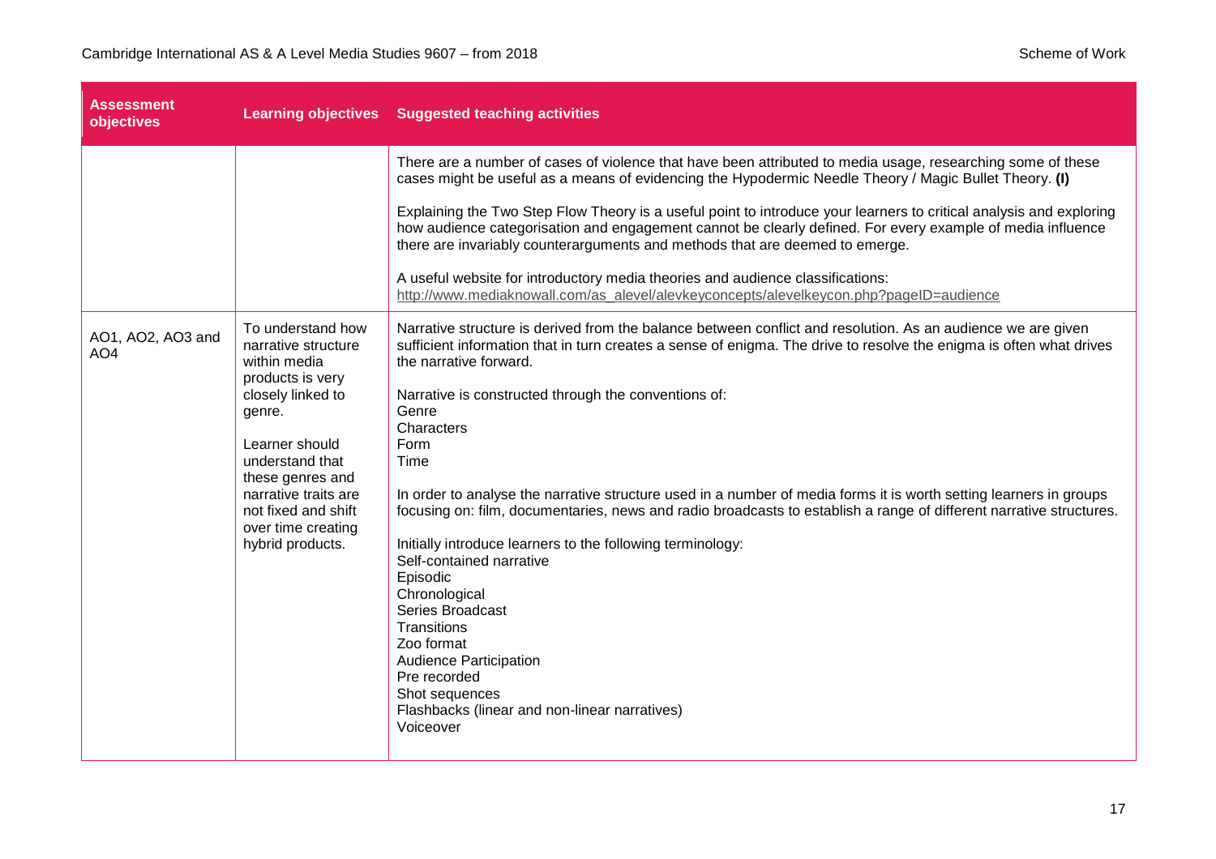| Assessment objectives | Learning objectives | Suggested teaching activities |
|---|---|---|
| | | There are a number of cases of violence that have been attributed to media usage, researching some of these cases might be useful as a means of evidencing the Hypodermic Needle Theory / Magic Bullet Theory. **(I)**<br><br>Explaining the Two Step Flow Theory is a useful point to introduce your learners to critical analysis and exploring how audience categorisation and engagement cannot be clearly defined. For every example of media influence there are invariably counterarguments and methods that are deemed to emerge.<br><br>A useful website for introductory media theories and audience classifications:<br>http://www.mediaknowall.com/as_alevel/alevkeyconcepts/alevelkeycon.php?pageID=audience |
| AO1, AO2, AO3 and AO4 | To understand how narrative structure within media products is very closely linked to genre.<br><br>Learner should understand that these genres and narrative traits are not fixed and shift over time creating hybrid products. | Narrative structure is derived from the balance between conflict and resolution. As an audience we are given sufficient information that in turn creates a sense of enigma. The drive to resolve the enigma is often what drives the narrative forward.<br><br>Narrative is constructed through the conventions of:<br>Genre<br>Characters<br>Form<br>Time<br><br>In order to analyse the narrative structure used in a number of media forms it is worth setting learners in groups focusing on: film, documentaries, news and radio broadcasts to establish a range of different narrative structures.<br><br>Initially introduce learners to the following terminology:<br>Self-contained narrative<br>Episodic<br>Chronological<br>Series Broadcast<br>Transitions<br>Zoo format<br>Audience Participation<br>Pre recorded<br>Shot sequences<br>Flashbacks (linear and non-linear narratives)<br>Voiceover |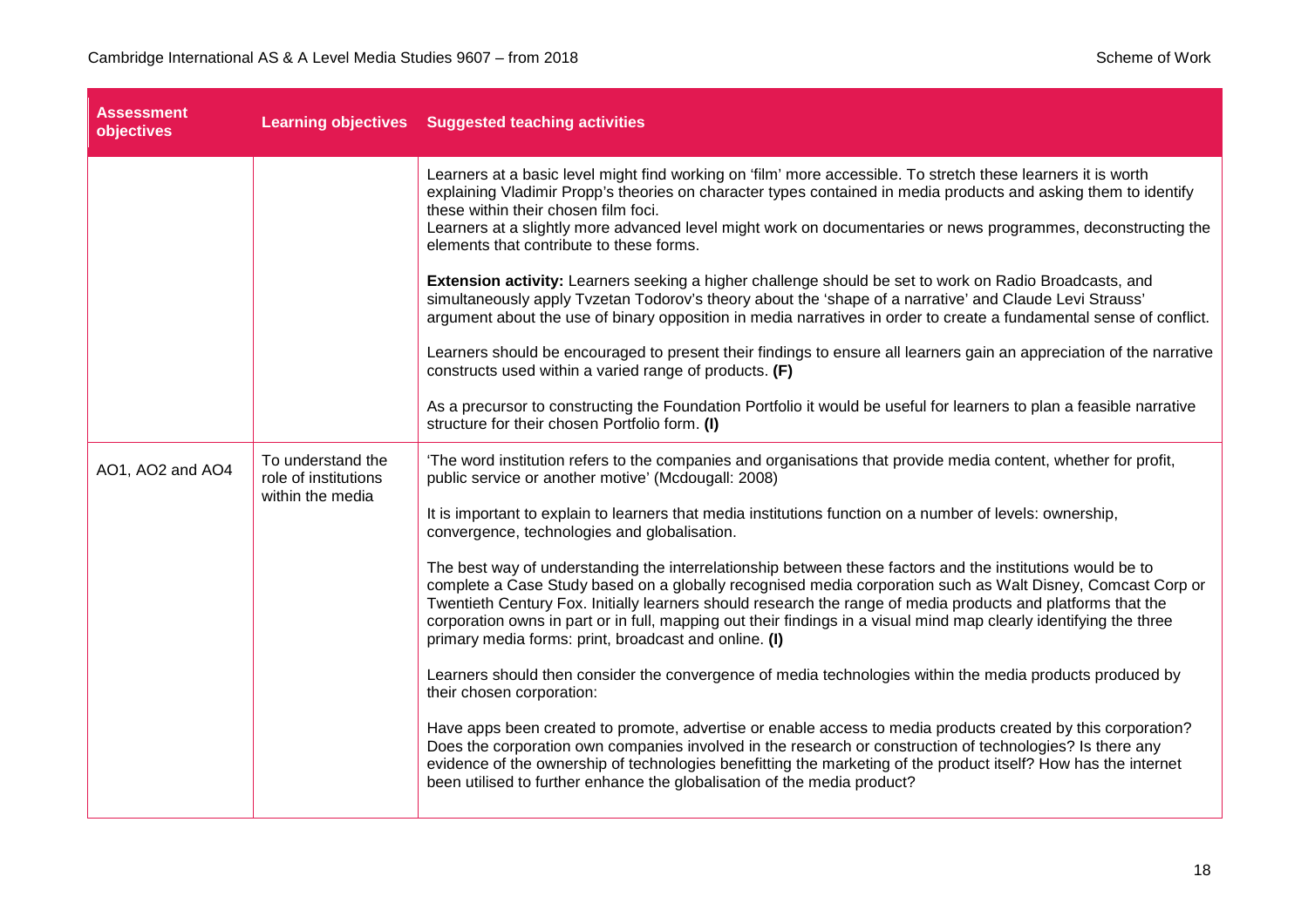| Assessment objectives | Learning objectives | Suggested teaching activities |
|---|---|---|
| | | Learners at a basic level might find working on 'film' more accessible. To stretch these learners it is worth explaining Vladimir Propp's theories on character types contained in media products and asking them to identify these within their chosen film foci.<br>Learners at a slightly more advanced level might work on documentaries or news programmes, deconstructing the elements that contribute to these forms.<br><br>**Extension activity:** Learners seeking a higher challenge should be set to work on Radio Broadcasts, and simultaneously apply Tvzetan Todorov's theory about the 'shape of a narrative' and Claude Levi Strauss' argument about the use of binary opposition in media narratives in order to create a fundamental sense of conflict.<br><br>Learners should be encouraged to present their findings to ensure all learners gain an appreciation of the narrative constructs used within a varied range of products. **(F)**<br><br>As a precursor to constructing the Foundation Portfolio it would be useful for learners to plan a feasible narrative structure for their chosen Portfolio form. **(I)** |
| AO1, AO2 and AO4 | To understand the role of institutions within the media | 'The word institution refers to the companies and organisations that provide media content, whether for profit, public service or another motive' (Mcdougall: 2008)<br><br>It is important to explain to learners that media institutions function on a number of levels: ownership, convergence, technologies and globalisation.<br><br>The best way of understanding the interrelationship between these factors and the institutions would be to complete a Case Study based on a globally recognised media corporation such as Walt Disney, Comcast Corp or Twentieth Century Fox. Initially learners should research the range of media products and platforms that the corporation owns in part or in full, mapping out their findings in a visual mind map clearly identifying the three primary media forms: print, broadcast and online. **(I)**<br><br>Learners should then consider the convergence of media technologies within the media products produced by their chosen corporation:<br><br>Have apps been created to promote, advertise or enable access to media products created by this corporation? Does the corporation own companies involved in the research or construction of technologies? Is there any evidence of the ownership of technologies benefitting the marketing of the product itself? How has the internet been utilised to further enhance the globalisation of the media product? |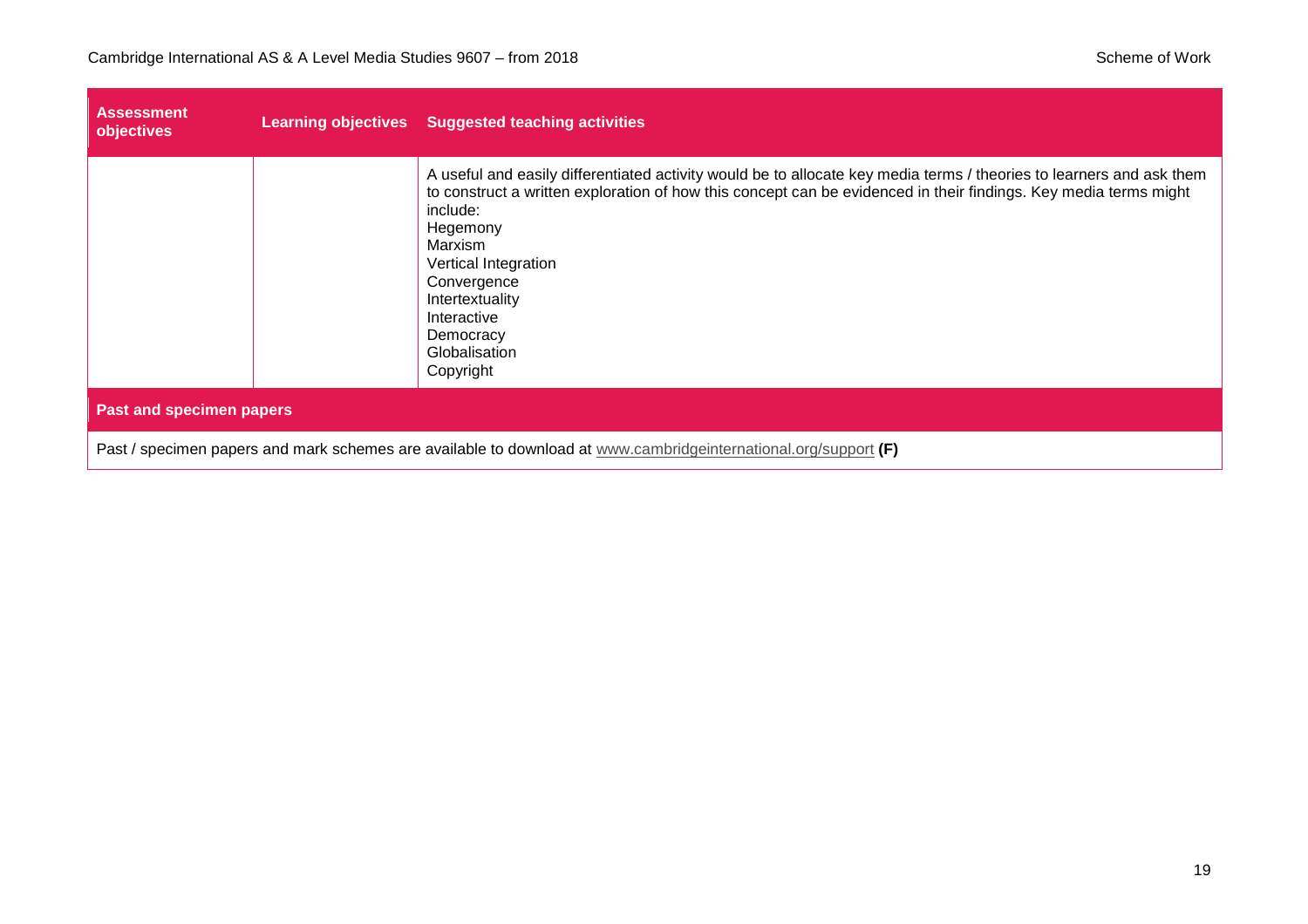| Assessment objectives | Learning objectives | Suggested teaching activities |
|---|---|---|
| | | A useful and easily differentiated activity would be to allocate key media terms / theories to learners and ask them to construct a written exploration of how this concept can be evidenced in their findings. Key media terms might include:<br>Hegemony<br>Marxism<br>Vertical Integration<br>Convergence<br>Intertextuality<br>Interactive<br>Democracy<br>Globalisation<br>Copyright |

| Past and specimen papers |
|---|
| Past / specimen papers and mark schemes are available to download at www.cambridgeinternational.org/support **(F)** |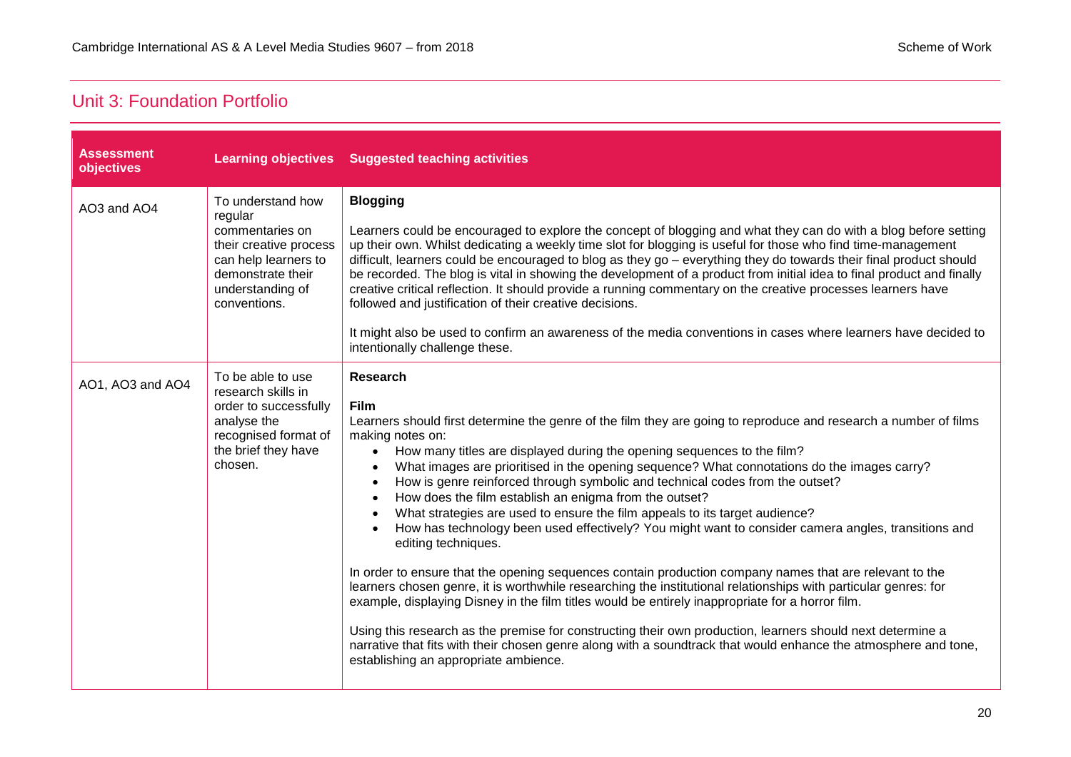## Unit 3: Foundation Portfolio

| Assessment objectives | Learning objectives | Suggested teaching activities |
|---|---|---|
| AO3 and AO4 | To understand how regular commentaries on their creative process can help learners to demonstrate their understanding of conventions. | **Blogging**<br><br>Learners could be encouraged to explore the concept of blogging and what they can do with a blog before setting up their own. Whilst dedicating a weekly time slot for blogging is useful for those who find time-management difficult, learners could be encouraged to blog as they go – everything they do towards their final product should be recorded. The blog is vital in showing the development of a product from initial idea to final product and finally creative critical reflection. It should provide a running commentary on the creative processes learners have followed and justification of their creative decisions.<br><br>It might also be used to confirm an awareness of the media conventions in cases where learners have decided to intentionally challenge these. |
| AO1, AO3 and AO4 | To be able to use research skills in order to successfully analyse the recognised format of the brief they have chosen. | **Research**<br><br>**Film**<br>Learners should first determine the genre of the film they are going to reproduce and research a number of films making notes on:<br>• How many titles are displayed during the opening sequences to the film?<br>• What images are prioritised in the opening sequence? What connotations do the images carry?<br>• How is genre reinforced through symbolic and technical codes from the outset?<br>• How does the film establish an enigma from the outset?<br>• What strategies are used to ensure the film appeals to its target audience?<br>• How has technology been used effectively? You might want to consider camera angles, transitions and editing techniques.<br><br>In order to ensure that the opening sequences contain production company names that are relevant to the learners chosen genre, it is worthwhile researching the institutional relationships with particular genres: for example, displaying Disney in the film titles would be entirely inappropriate for a horror film.<br><br>Using this research as the premise for constructing their own production, learners should next determine a narrative that fits with their chosen genre along with a soundtrack that would enhance the atmosphere and tone, establishing an appropriate ambience. |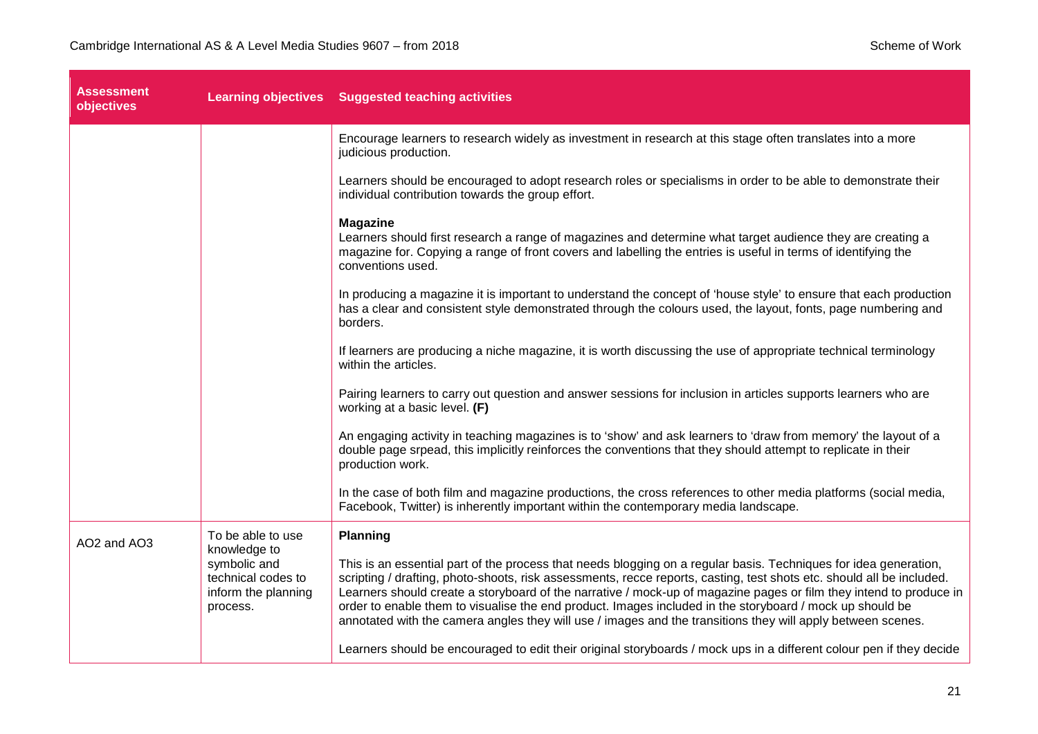| Assessment objectives | Learning objectives | Suggested teaching activities |
|---|---|---|
| | | Encourage learners to research widely as investment in research at this stage often translates into a more judicious production.<br><br>Learners should be encouraged to adopt research roles or specialisms in order to be able to demonstrate their individual contribution towards the group effort.<br><br>**Magazine**<br>Learners should first research a range of magazines and determine what target audience they are creating a magazine for. Copying a range of front covers and labelling the entries is useful in terms of identifying the conventions used.<br><br>In producing a magazine it is important to understand the concept of 'house style' to ensure that each production has a clear and consistent style demonstrated through the colours used, the layout, fonts, page numbering and borders.<br><br>If learners are producing a niche magazine, it is worth discussing the use of appropriate technical terminology within the articles.<br><br>Pairing learners to carry out question and answer sessions for inclusion in articles supports learners who are working at a basic level. **(F)**<br><br>An engaging activity in teaching magazines is to 'show' and ask learners to 'draw from memory' the layout of a double page srpead, this implicitly reinforces the conventions that they should attempt to replicate in their production work.<br><br>In the case of both film and magazine productions, the cross references to other media platforms (social media, Facebook, Twitter) is inherently important within the contemporary media landscape. |
| AO2 and AO3 | To be able to use knowledge to symbolic and technical codes to inform the planning process. | **Planning**<br><br>This is an essential part of the process that needs blogging on a regular basis. Techniques for idea generation, scripting / drafting, photo-shoots, risk assessments, recce reports, casting, test shots etc. should all be included. Learners should create a storyboard of the narrative / mock-up of magazine pages or film they intend to produce in order to enable them to visualise the end product. Images included in the storyboard / mock up should be annotated with the camera angles they will use / images and the transitions they will apply between scenes.<br><br>Learners should be encouraged to edit their original storyboards / mock ups in a different colour pen if they decide |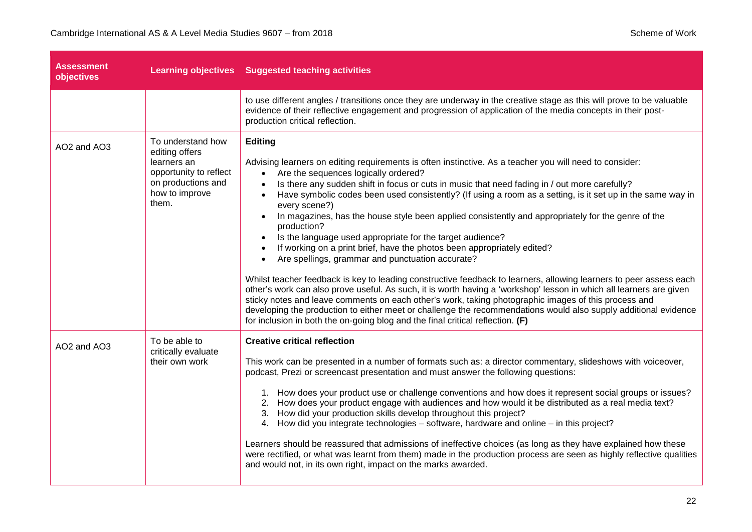| Assessment objectives | Learning objectives | Suggested teaching activities |
|---|---|---|
| | | to use different angles / transitions once they are underway in the creative stage as this will prove to be valuable evidence of their reflective engagement and progression of application of the media concepts in their post-production critical reflection. |
| AO2 and AO3 | To understand how editing offers learners an opportunity to reflect on productions and how to improve them. | **Editing**<br><br>Advising learners on editing requirements is often instinctive. As a teacher you will need to consider:<br>• Are the sequences logically ordered?<br>• Is there any sudden shift in focus or cuts in music that need fading in / out more carefully?<br>• Have symbolic codes been used consistently? (If using a room as a setting, is it set up in the same way in every scene?)<br>• In magazines, has the house style been applied consistently and appropriately for the genre of the production?<br>• Is the language used appropriate for the target audience?<br>• If working on a print brief, have the photos been appropriately edited?<br>• Are spellings, grammar and punctuation accurate?<br><br>Whilst teacher feedback is key to leading constructive feedback to learners, allowing learners to peer assess each other's work can also prove useful. As such, it is worth having a 'workshop' lesson in which all learners are given sticky notes and leave comments on each other's work, taking photographic images of this process and developing the production to either meet or challenge the recommendations would also supply additional evidence for inclusion in both the on-going blog and the final critical reflection. **(F)** |
| AO2 and AO3 | To be able to critically evaluate their own work | **Creative critical reflection**<br><br>This work can be presented in a number of formats such as: a director commentary, slideshows with voiceover, podcast, Prezi or screencast presentation and must answer the following questions:<br><br>1. How does your product use or challenge conventions and how does it represent social groups or issues?<br>2. How does your product engage with audiences and how would it be distributed as a real media text?<br>3. How did your production skills develop throughout this project?<br>4. How did you integrate technologies – software, hardware and online – in this project?<br><br>Learners should be reassured that admissions of ineffective choices (as long as they have explained how these were rectified, or what was learnt from them) made in the production process are seen as highly reflective qualities and would not, in its own right, impact on the marks awarded. |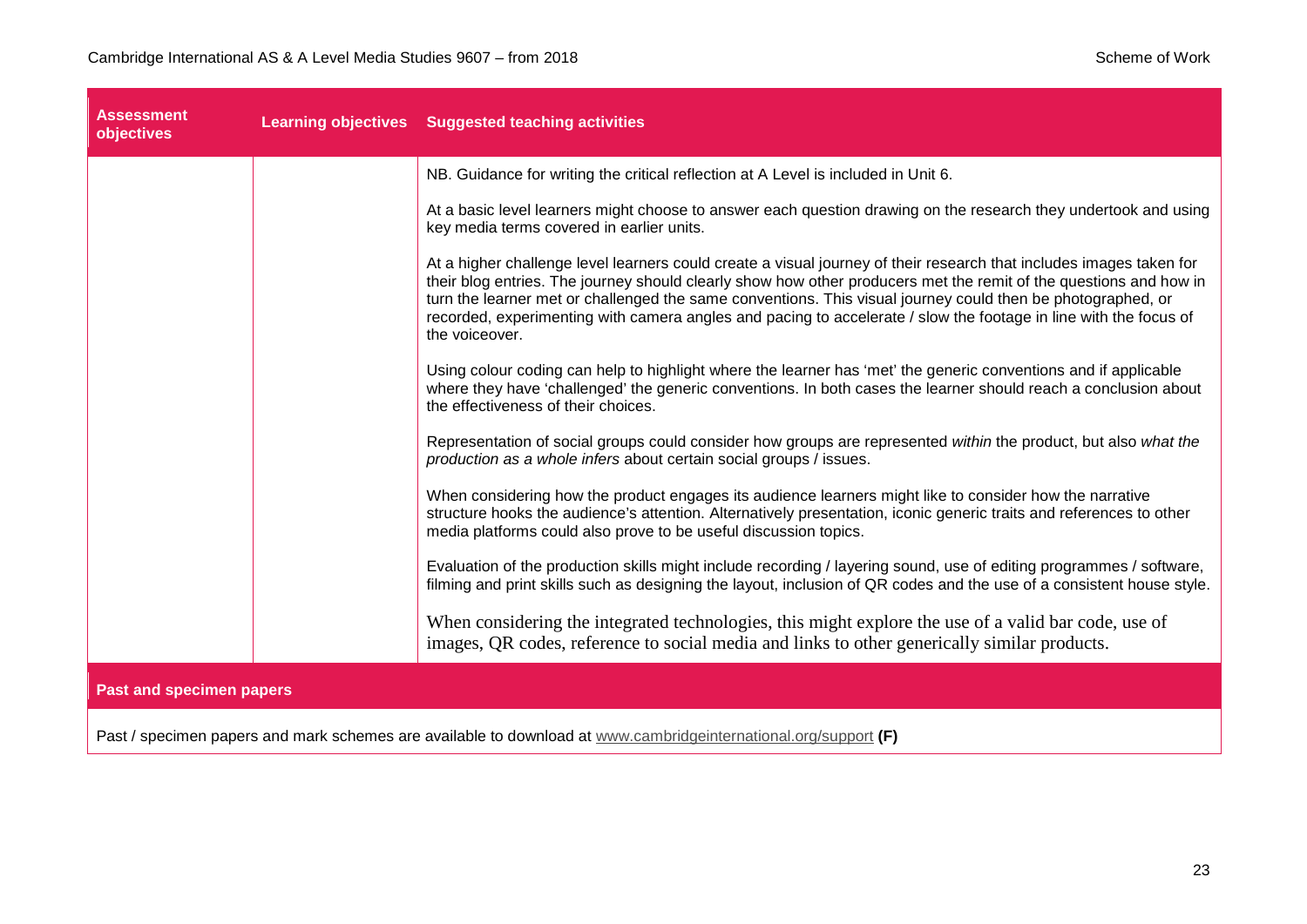| Assessment objectives | Learning objectives | Suggested teaching activities |
|---|---|---|
| | | NB. Guidance for writing the critical reflection at A Level is included in Unit 6.<br><br>At a basic level learners might choose to answer each question drawing on the research they undertook and using key media terms covered in earlier units.<br><br>At a higher challenge level learners could create a visual journey of their research that includes images taken for their blog entries. The journey should clearly show how other producers met the remit of the questions and how in turn the learner met or challenged the same conventions. This visual journey could then be photographed, or recorded, experimenting with camera angles and pacing to accelerate / slow the footage in line with the focus of the voiceover.<br><br>Using colour coding can help to highlight where the learner has 'met' the generic conventions and if applicable where they have 'challenged' the generic conventions. In both cases the learner should reach a conclusion about the effectiveness of their choices.<br><br>Representation of social groups could consider how groups are represented *within* the product, but also *what the production as a whole infers* about certain social groups / issues.<br><br>When considering how the product engages its audience learners might like to consider how the narrative structure hooks the audience's attention. Alternatively presentation, iconic generic traits and references to other media platforms could also prove to be useful discussion topics.<br><br>Evaluation of the production skills might include recording / layering sound, use of editing programmes / software, filming and print skills such as designing the layout, inclusion of QR codes and the use of a consistent house style.<br><br>When considering the integrated technologies, this might explore the use of a valid bar code, use of images, QR codes, reference to social media and links to other generically similar products. |

**Past and specimen papers**

Past / specimen papers and mark schemes are available to download at www.cambridgeinternational.org/support **(F)**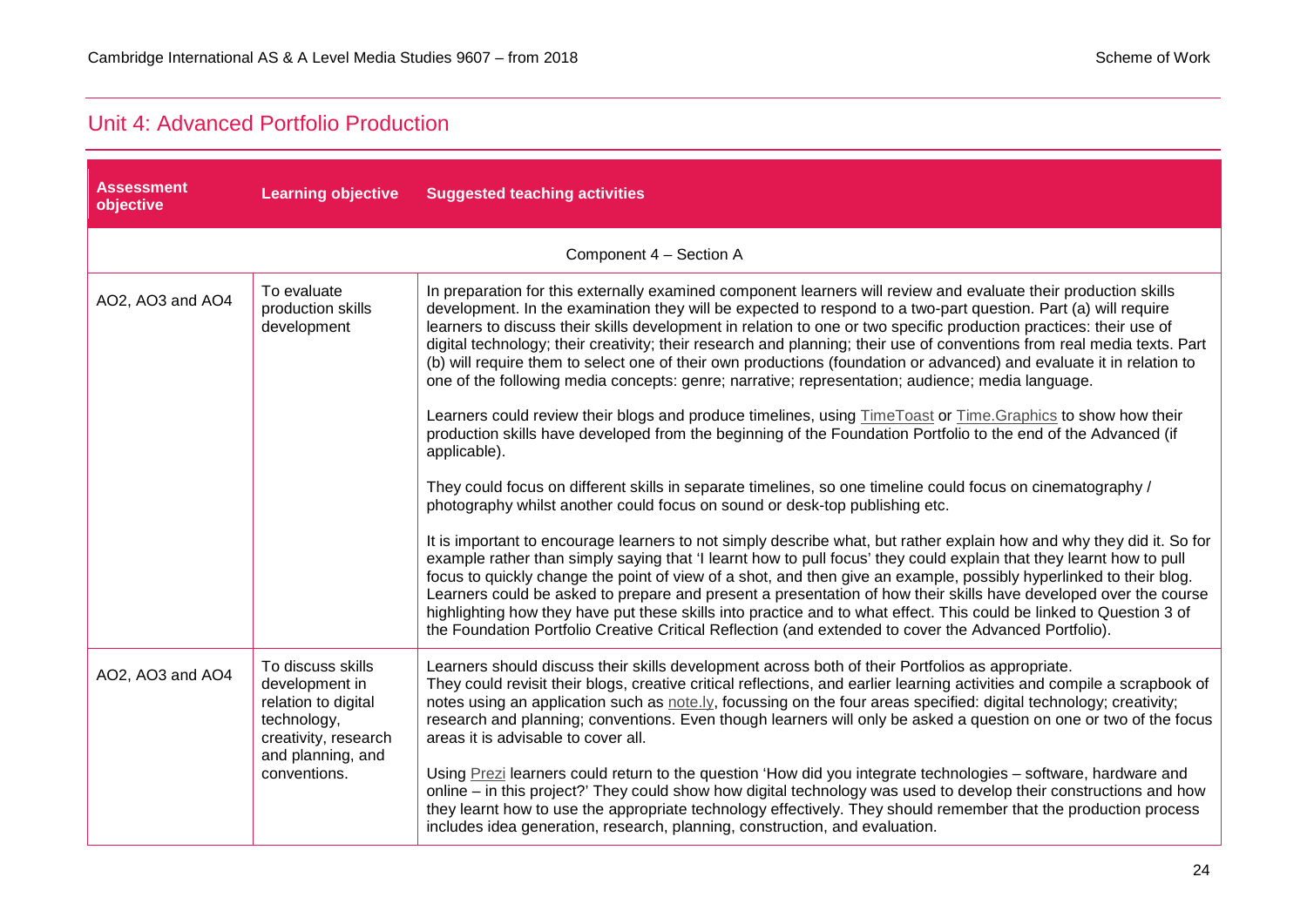## Unit 4: Advanced Portfolio Production

| Assessment objective | Learning objective | Suggested teaching activities |
|---|---|---|
| Component 4 – Section A | | |
| AO2, AO3 and AO4 | To evaluate production skills development | In preparation for this externally examined component learners will review and evaluate their production skills development. In the examination they will be expected to respond to a two-part question. Part (a) will require learners to discuss their skills development in relation to one or two specific production practices: their use of digital technology; their creativity; their research and planning; their use of conventions from real media texts. Part (b) will require them to select one of their own productions (foundation or advanced) and evaluate it in relation to one of the following media concepts: genre; narrative; representation; audience; media language.<br><br>Learners could review their blogs and produce timelines, using TimeToast or Time.Graphics to show how their production skills have developed from the beginning of the Foundation Portfolio to the end of the Advanced (if applicable).<br><br>They could focus on different skills in separate timelines, so one timeline could focus on cinematography / photography whilst another could focus on sound or desk-top publishing etc.<br><br>It is important to encourage learners to not simply describe what, but rather explain how and why they did it. So for example rather than simply saying that 'I learnt how to pull focus' they could explain that they learnt how to pull focus to quickly change the point of view of a shot, and then give an example, possibly hyperlinked to their blog. Learners could be asked to prepare and present a presentation of how their skills have developed over the course highlighting how they have put these skills into practice and to what effect. This could be linked to Question 3 of the Foundation Portfolio Creative Critical Reflection (and extended to cover the Advanced Portfolio). |
| AO2, AO3 and AO4 | To discuss skills development in relation to digital technology, creativity, research and planning, and conventions. | Learners should discuss their skills development across both of their Portfolios as appropriate.<br>They could revisit their blogs, creative critical reflections, and earlier learning activities and compile a scrapbook of notes using an application such as note.ly, focussing on the four areas specified: digital technology; creativity; research and planning; conventions. Even though learners will only be asked a question on one or two of the focus areas it is advisable to cover all.<br><br>Using Prezi learners could return to the question 'How did you integrate technologies – software, hardware and online – in this project?' They could show how digital technology was used to develop their constructions and how they learnt how to use the appropriate technology effectively. They should remember that the production process includes idea generation, research, planning, construction, and evaluation. |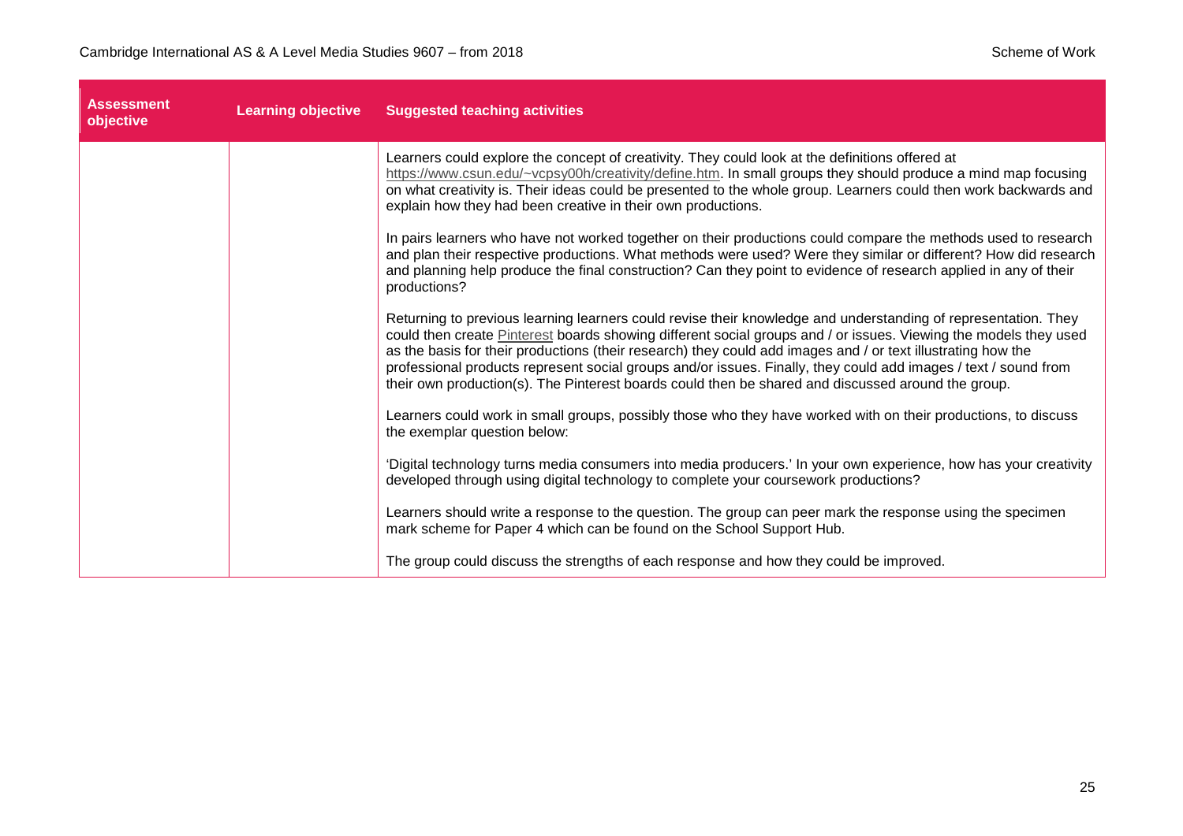| Assessment objective | Learning objective | Suggested teaching activities |
|---|---|---|
| | | Learners could explore the concept of creativity. They could look at the definitions offered at https://www.csun.edu/~vcpsy00h/creativity/define.htm. In small groups they should produce a mind map focusing on what creativity is. Their ideas could be presented to the whole group. Learners could then work backwards and explain how they had been creative in their own productions.<br><br>In pairs learners who have not worked together on their productions could compare the methods used to research and plan their respective productions. What methods were used? Were they similar or different? How did research and planning help produce the final construction? Can they point to evidence of research applied in any of their productions?<br><br>Returning to previous learning learners could revise their knowledge and understanding of representation. They could then create Pinterest boards showing different social groups and / or issues. Viewing the models they used as the basis for their productions (their research) they could add images and / or text illustrating how the professional products represent social groups and/or issues. Finally, they could add images / text / sound from their own production(s). The Pinterest boards could then be shared and discussed around the group.<br><br>Learners could work in small groups, possibly those who they have worked with on their productions, to discuss the exemplar question below:<br><br>'Digital technology turns media consumers into media producers.' In your own experience, how has your creativity developed through using digital technology to complete your coursework productions?<br><br>Learners should write a response to the question. The group can peer mark the response using the specimen mark scheme for Paper 4 which can be found on the School Support Hub.<br><br>The group could discuss the strengths of each response and how they could be improved. |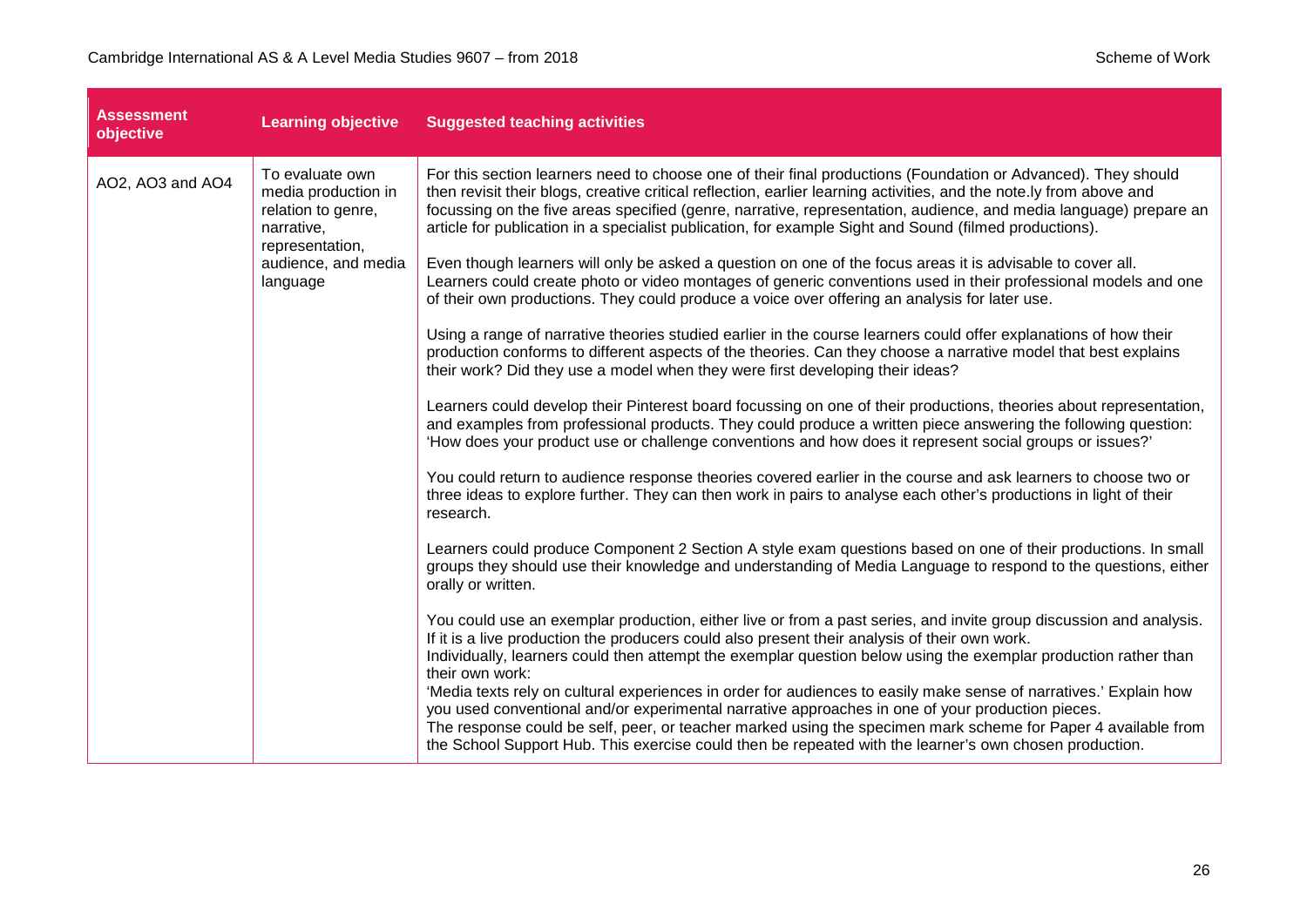| Assessment objective | Learning objective | Suggested teaching activities |
|---|---|---|
| AO2, AO3 and AO4 | To evaluate own media production in relation to genre, narrative, representation, audience, and media language | For this section learners need to choose one of their final productions (Foundation or Advanced). They should then revisit their blogs, creative critical reflection, earlier learning activities, and the note.ly from above and focussing on the five areas specified (genre, narrative, representation, audience, and media language) prepare an article for publication in a specialist publication, for example Sight and Sound (filmed productions).<br><br>Even though learners will only be asked a question on one of the focus areas it is advisable to cover all. Learners could create photo or video montages of generic conventions used in their professional models and one of their own productions. They could produce a voice over offering an analysis for later use.<br><br>Using a range of narrative theories studied earlier in the course learners could offer explanations of how their production conforms to different aspects of the theories. Can they choose a narrative model that best explains their work? Did they use a model when they were first developing their ideas?<br><br>Learners could develop their Pinterest board focussing on one of their productions, theories about representation, and examples from professional products. They could produce a written piece answering the following question: 'How does your product use or challenge conventions and how does it represent social groups or issues?'<br><br>You could return to audience response theories covered earlier in the course and ask learners to choose two or three ideas to explore further. They can then work in pairs to analyse each other's productions in light of their research.<br><br>Learners could produce Component 2 Section A style exam questions based on one of their productions. In small groups they should use their knowledge and understanding of Media Language to respond to the questions, either orally or written.<br><br>You could use an exemplar production, either live or from a past series, and invite group discussion and analysis. If it is a live production the producers could also present their analysis of their own work.<br>Individually, learners could then attempt the exemplar question below using the exemplar production rather than their own work:<br>'Media texts rely on cultural experiences in order for audiences to easily make sense of narratives.' Explain how you used conventional and/or experimental narrative approaches in one of your production pieces.<br>The response could be self, peer, or teacher marked using the specimen mark scheme for Paper 4 available from the School Support Hub. This exercise could then be repeated with the learner's own chosen production. |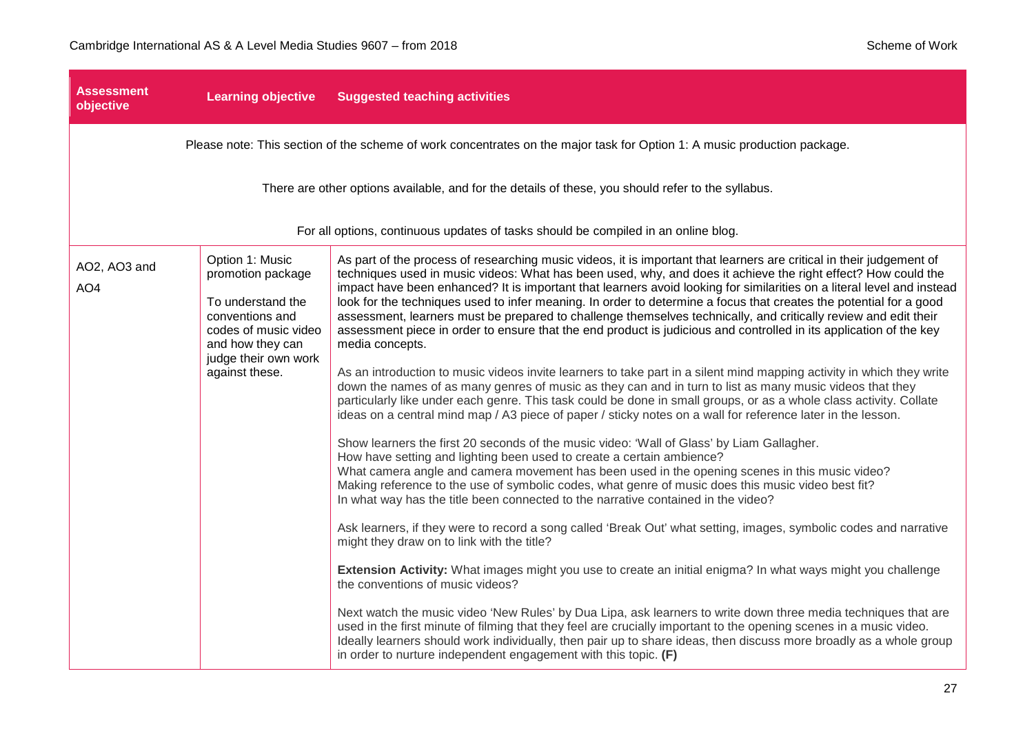| Assessment objective | Learning objective | Suggested teaching activities |
|---|---|---|
| Please note: This section of the scheme of work concentrates on the major task for Option 1: A music production package.<br><br>There are other options available, and for the details of these, you should refer to the syllabus.<br><br>For all options, continuous updates of tasks should be compiled in an online blog. | | |
| AO2, AO3 and AO4 | Option 1: Music promotion package<br><br>To understand the conventions and codes of music video and how they can judge their own work against these. | As part of the process of researching music videos, it is important that learners are critical in their judgement of techniques used in music videos: What has been used, why, and does it achieve the right effect? How could the impact have been enhanced? It is important that learners avoid looking for similarities on a literal level and instead look for the techniques used to infer meaning. In order to determine a focus that creates the potential for a good assessment, learners must be prepared to challenge themselves technically, and critically review and edit their assessment piece in order to ensure that the end product is judicious and controlled in its application of the key media concepts.<br><br>As an introduction to music videos invite learners to take part in a silent mind mapping activity in which they write down the names of as many genres of music as they can and in turn to list as many music videos that they particularly like under each genre. This task could be done in small groups, or as a whole class activity. Collate ideas on a central mind map / A3 piece of paper / sticky notes on a wall for reference later in the lesson.<br><br>Show learners the first 20 seconds of the music video: 'Wall of Glass' by Liam Gallagher.<br>How have setting and lighting been used to create a certain ambience?<br>What camera angle and camera movement has been used in the opening scenes in this music video?<br>Making reference to the use of symbolic codes, what genre of music does this music video best fit?<br>In what way has the title been connected to the narrative contained in the video?<br><br>Ask learners, if they were to record a song called 'Break Out' what setting, images, symbolic codes and narrative might they draw on to link with the title?<br><br>**Extension Activity:** What images might you use to create an initial enigma? In what ways might you challenge the conventions of music videos?<br><br>Next watch the music video 'New Rules' by Dua Lipa, ask learners to write down three media techniques that are used in the first minute of filming that they feel are crucially important to the opening scenes in a music video. Ideally learners should work individually, then pair up to share ideas, then discuss more broadly as a whole group in order to nurture independent engagement with this topic. **(F)** |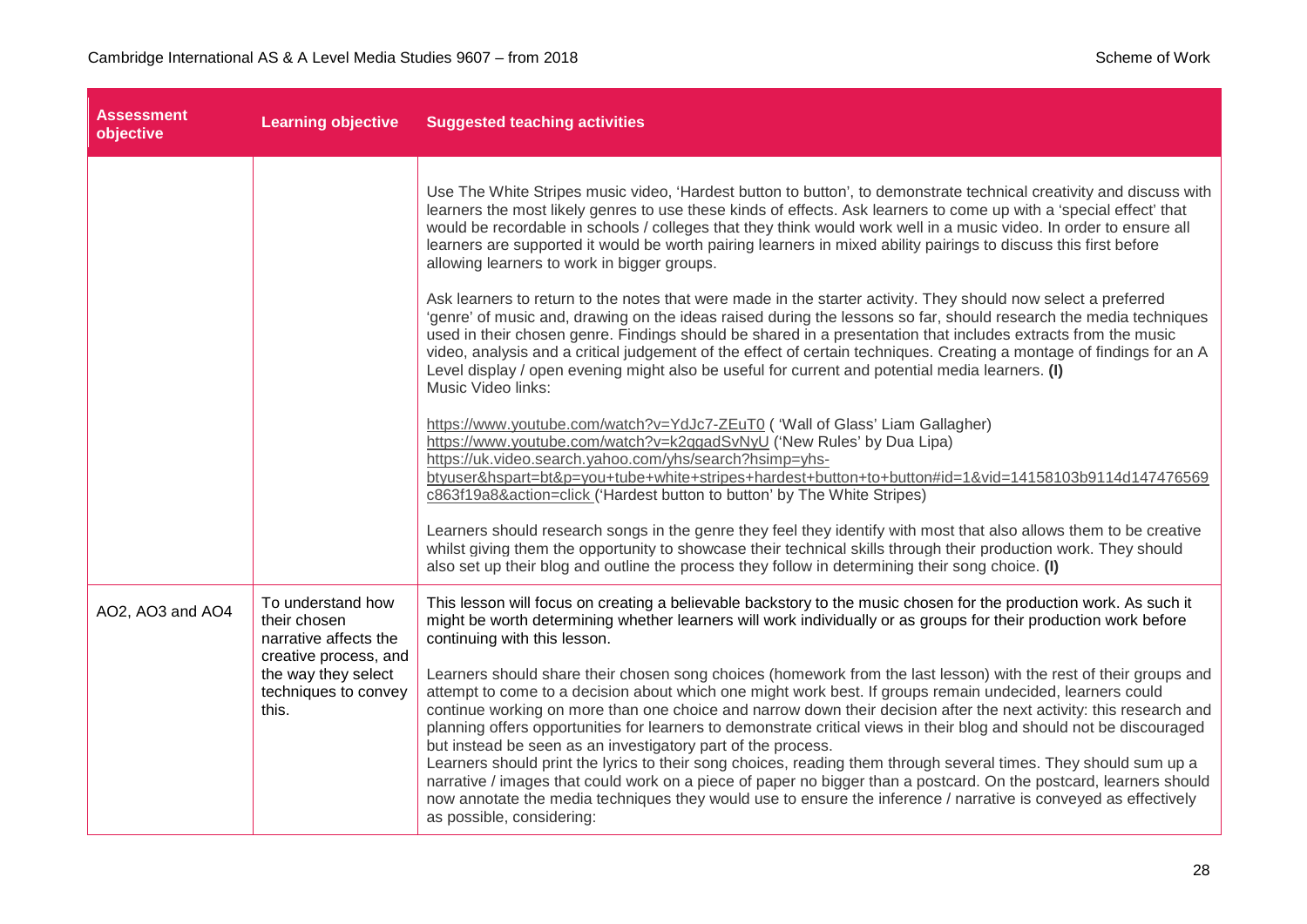| Assessment objective | Learning objective | Suggested teaching activities |
|---|---|---|
| | | Use The White Stripes music video, 'Hardest button to button', to demonstrate technical creativity and discuss with learners the most likely genres to use these kinds of effects. Ask learners to come up with a 'special effect' that would be recordable in schools / colleges that they think would work well in a music video. In order to ensure all learners are supported it would be worth pairing learners in mixed ability pairings to discuss this first before allowing learners to work in bigger groups.<br><br>Ask learners to return to the notes that were made in the starter activity. They should now select a preferred 'genre' of music and, drawing on the ideas raised during the lessons so far, should research the media techniques used in their chosen genre. Findings should be shared in a presentation that includes extracts from the music video, analysis and a critical judgement of the effect of certain techniques. Creating a montage of findings for an A Level display / open evening might also be useful for current and potential media learners. **(I)**<br>Music Video links:<br><br>https://www.youtube.com/watch?v=YdJc7-ZEuT0 ( 'Wall of Glass' Liam Gallagher)<br>https://www.youtube.com/watch?v=k2qgadSvNyU ('New Rules' by Dua Lipa)<br>https://uk.video.search.yahoo.com/yhs/search?hsimp=yhs-btyuser&hspart=bt&p=you+tube+white+stripes+hardest+button+to+button#id=1&vid=14158103b9114d147476569c863f19a8&action=click ('Hardest button to button' by The White Stripes)<br><br>Learners should research songs in the genre they feel they identify with most that also allows them to be creative whilst giving them the opportunity to showcase their technical skills through their production work. They should also set up their blog and outline the process they follow in determining their song choice. **(I)** |
| AO2, AO3 and AO4 | To understand how their chosen narrative affects the creative process, and the way they select techniques to convey this. | This lesson will focus on creating a believable backstory to the music chosen for the production work. As such it might be worth determining whether learners will work individually or as groups for their production work before continuing with this lesson.<br><br>Learners should share their chosen song choices (homework from the last lesson) with the rest of their groups and attempt to come to a decision about which one might work best. If groups remain undecided, learners could continue working on more than one choice and narrow down their decision after the next activity: this research and planning offers opportunities for learners to demonstrate critical views in their blog and should not be discouraged but instead be seen as an investigatory part of the process.<br>Learners should print the lyrics to their song choices, reading them through several times. They should sum up a narrative / images that could work on a piece of paper no bigger than a postcard. On the postcard, learners should now annotate the media techniques they would use to ensure the inference / narrative is conveyed as effectively as possible, considering: |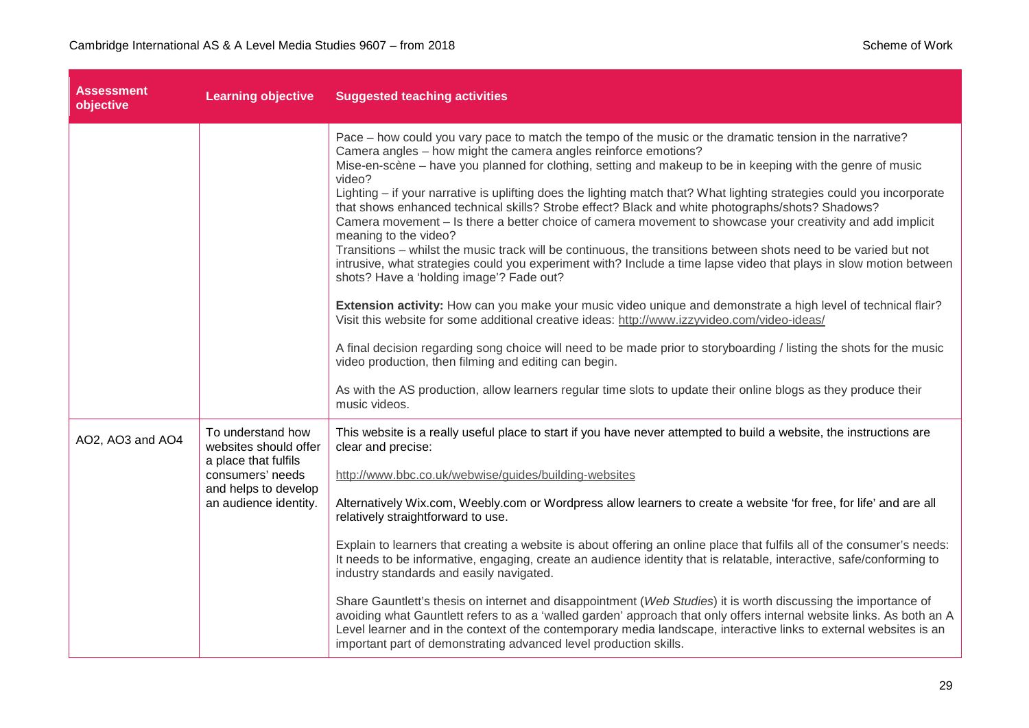| Assessment objective | Learning objective | Suggested teaching activities |
|---|---|---|
| | | Pace – how could you vary pace to match the tempo of the music or the dramatic tension in the narrative?<br>Camera angles – how might the camera angles reinforce emotions?<br>Mise-en-scène – have you planned for clothing, setting and makeup to be in keeping with the genre of music video?<br>Lighting – if your narrative is uplifting does the lighting match that? What lighting strategies could you incorporate that shows enhanced technical skills? Strobe effect? Black and white photographs/shots? Shadows?<br>Camera movement – Is there a better choice of camera movement to showcase your creativity and add implicit meaning to the video?<br>Transitions – whilst the music track will be continuous, the transitions between shots need to be varied but not intrusive, what strategies could you experiment with? Include a time lapse video that plays in slow motion between shots? Have a 'holding image'? Fade out?<br><br>**Extension activity:** How can you make your music video unique and demonstrate a high level of technical flair? Visit this website for some additional creative ideas: http://www.izzyvideo.com/video-ideas/<br><br>A final decision regarding song choice will need to be made prior to storyboarding / listing the shots for the music video production, then filming and editing can begin.<br><br>As with the AS production, allow learners regular time slots to update their online blogs as they produce their music videos. |
| AO2, AO3 and AO4 | To understand how websites should offer a place that fulfils consumers' needs and helps to develop an audience identity. | This website is a really useful place to start if you have never attempted to build a website, the instructions are clear and precise:<br><br>http://www.bbc.co.uk/webwise/guides/building-websites<br><br>Alternatively Wix.com, Weebly.com or Wordpress allow learners to create a website 'for free, for life' and are all relatively straightforward to use.<br><br>Explain to learners that creating a website is about offering an online place that fulfils all of the consumer's needs: It needs to be informative, engaging, create an audience identity that is relatable, interactive, safe/conforming to industry standards and easily navigated.<br><br>Share Gauntlett's thesis on internet and disappointment (*Web Studies*) it is worth discussing the importance of avoiding what Gauntlett refers to as a 'walled garden' approach that only offers internal website links. As both an A Level learner and in the context of the contemporary media landscape, interactive links to external websites is an important part of demonstrating advanced level production skills. |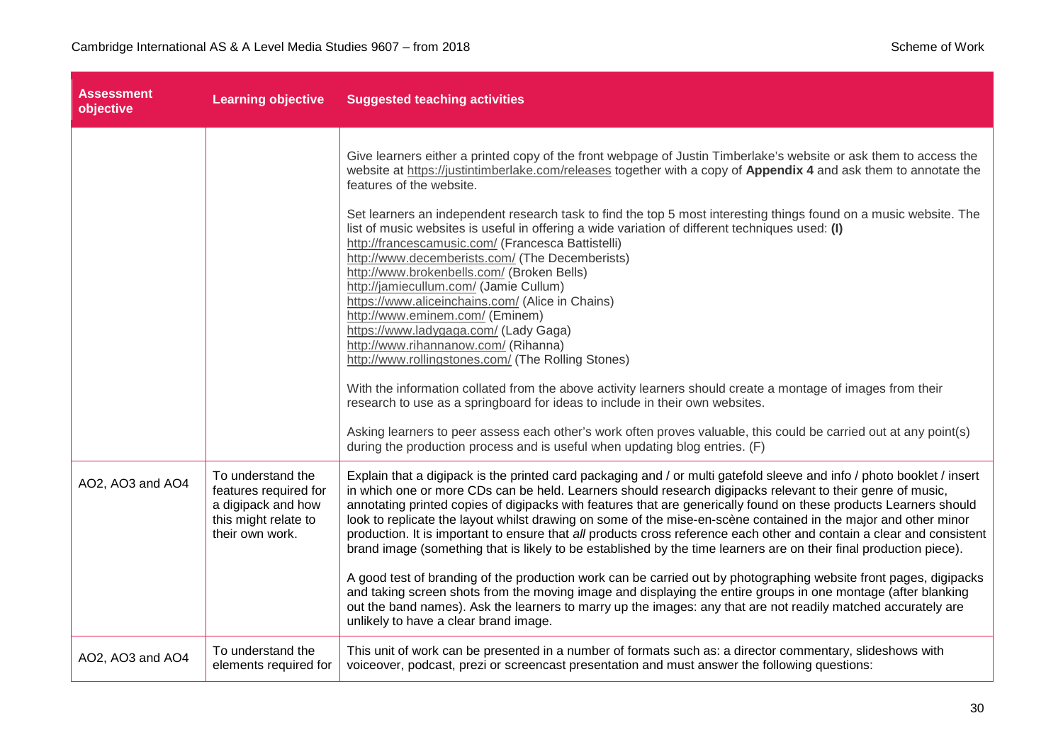| Assessment objective | Learning objective | Suggested teaching activities |
|---|---|---|
| | | Give learners either a printed copy of the front webpage of Justin Timberlake's website or ask them to access the website at https://justintimberlake.com/releases together with a copy of **Appendix 4** and ask them to annotate the features of the website.<br><br>Set learners an independent research task to find the top 5 most interesting things found on a music website. The list of music websites is useful in offering a wide variation of different techniques used: **(I)**<br>http://francescamusic.com/ (Francesca Battistelli)<br>http://www.decemberists.com/ (The Decemberists)<br>http://www.brokenbells.com/ (Broken Bells)<br>http://jamiecullum.com/ (Jamie Cullum)<br>https://www.aliceinchains.com/ (Alice in Chains)<br>http://www.eminem.com/ (Eminem)<br>https://www.ladygaga.com/ (Lady Gaga)<br>http://www.rihannanow.com/ (Rihanna)<br>http://www.rollingstones.com/ (The Rolling Stones)<br><br>With the information collated from the above activity learners should create a montage of images from their research to use as a springboard for ideas to include in their own websites.<br><br>Asking learners to peer assess each other's work often proves valuable, this could be carried out at any point(s) during the production process and is useful when updating blog entries. (F) |
| AO2, AO3 and AO4 | To understand the features required for a digipack and how this might relate to their own work. | Explain that a digipack is the printed card packaging and / or multi gatefold sleeve and info / photo booklet / insert in which one or more CDs can be held. Learners should research digipacks relevant to their genre of music, annotating printed copies of digipacks with features that are generically found on these products Learners should look to replicate the layout whilst drawing on some of the mise-en-scène contained in the major and other minor production. It is important to ensure that *all* products cross reference each other and contain a clear and consistent brand image (something that is likely to be established by the time learners are on their final production piece).<br><br>A good test of branding of the production work can be carried out by photographing website front pages, digipacks and taking screen shots from the moving image and displaying the entire groups in one montage (after blanking out the band names). Ask the learners to marry up the images: any that are not readily matched accurately are unlikely to have a clear brand image. |
| AO2, AO3 and AO4 | To understand the elements required for | This unit of work can be presented in a number of formats such as: a director commentary, slideshows with voiceover, podcast, prezi or screencast presentation and must answer the following questions: |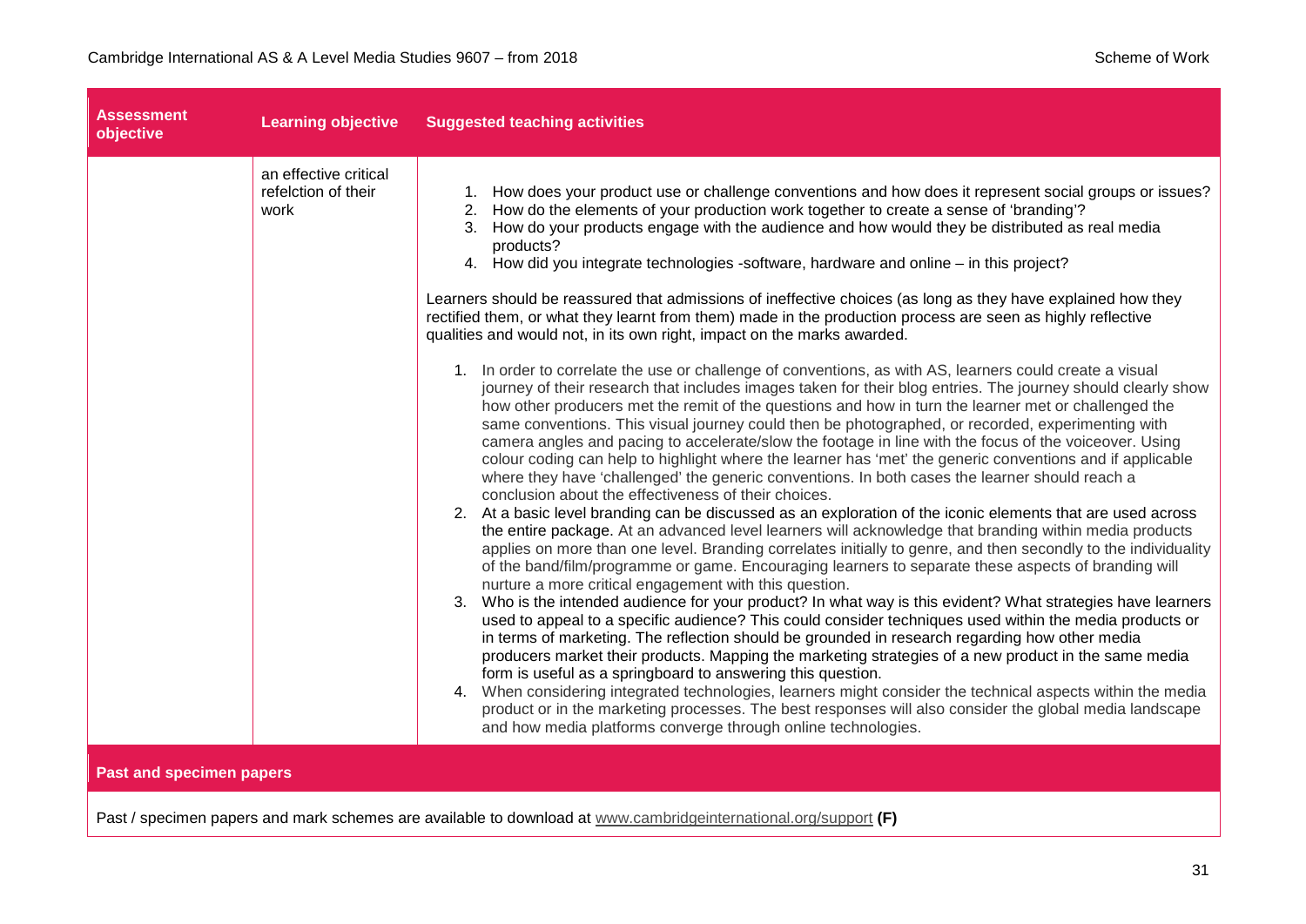| Assessment objective | Learning objective | Suggested teaching activities |
|---|---|---|
| | an effective critical refelction of their work | 1. How does your product use or challenge conventions and how does it represent social groups or issues?<br>2. How do the elements of your production work together to create a sense of 'branding'?<br>3. How do your products engage with the audience and how would they be distributed as real media products?<br>4. How did you integrate technologies -software, hardware and online – in this project?<br><br>Learners should be reassured that admissions of ineffective choices (as long as they have explained how they rectified them, or what they learnt from them) made in the production process are seen as highly reflective qualities and would not, in its own right, impact on the marks awarded.<br><br>1. In order to correlate the use or challenge of conventions, as with AS, learners could create a visual journey of their research that includes images taken for their blog entries. The journey should clearly show how other producers met the remit of the questions and how in turn the learner met or challenged the same conventions. This visual journey could then be photographed, or recorded, experimenting with camera angles and pacing to accelerate/slow the footage in line with the focus of the voiceover. Using colour coding can help to highlight where the learner has 'met' the generic conventions and if applicable where they have 'challenged' the generic conventions. In both cases the learner should reach a conclusion about the effectiveness of their choices.<br>2. At a basic level branding can be discussed as an exploration of the iconic elements that are used across the entire package. At an advanced level learners will acknowledge that branding within media products applies on more than one level. Branding correlates initially to genre, and then secondly to the individuality of the band/film/programme or game. Encouraging learners to separate these aspects of branding will nurture a more critical engagement with this question.<br>3. Who is the intended audience for your product? In what way is this evident? What strategies have learners used to appeal to a specific audience? This could consider techniques used within the media products or in terms of marketing. The reflection should be grounded in research regarding how other media producers market their products. Mapping the marketing strategies of a new product in the same media form is useful as a springboard to answering this question.<br>4. When considering integrated technologies, learners might consider the technical aspects within the media product or in the marketing processes. The best responses will also consider the global media landscape and how media platforms converge through online technologies. |

**Past and specimen papers**

Past / specimen papers and mark schemes are available to download at www.cambridgeinternational.org/support **(F)**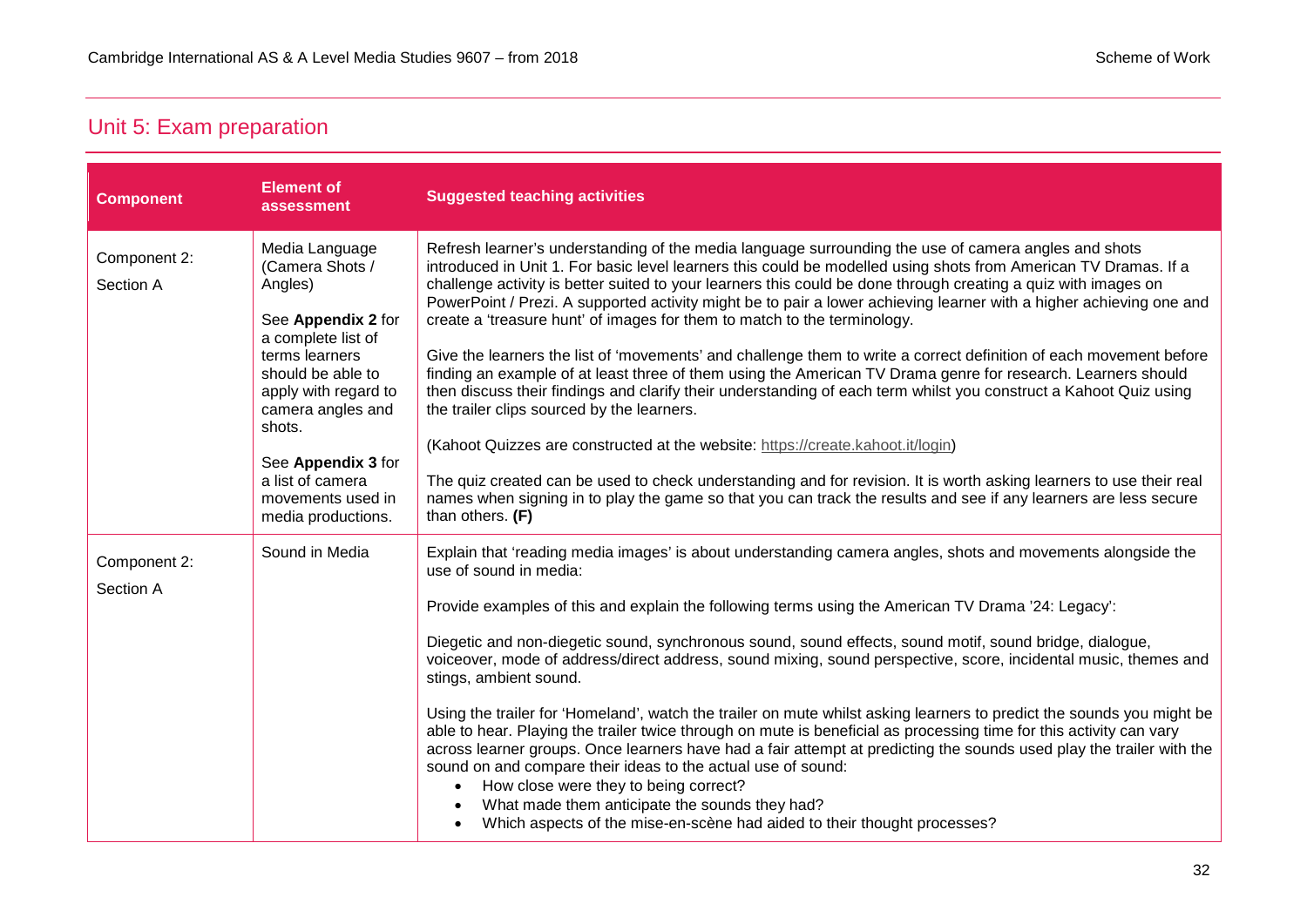## Unit 5: Exam preparation

| Component | Element of assessment | Suggested teaching activities |
|---|---|---|
| Component 2:<br>Section A | Media Language (Camera Shots / Angles)<br><br>See **Appendix 2** for a complete list of terms learners should be able to apply with regard to camera angles and shots.<br><br>See **Appendix 3** for a list of camera movements used in media productions. | Refresh learner's understanding of the media language surrounding the use of camera angles and shots introduced in Unit 1. For basic level learners this could be modelled using shots from American TV Dramas. If a challenge activity is better suited to your learners this could be done through creating a quiz with images on PowerPoint / Prezi. A supported activity might be to pair a lower achieving learner with a higher achieving one and create a 'treasure hunt' of images for them to match to the terminology.<br><br>Give the learners the list of 'movements' and challenge them to write a correct definition of each movement before finding an example of at least three of them using the American TV Drama genre for research. Learners should then discuss their findings and clarify their understanding of each term whilst you construct a Kahoot Quiz using the trailer clips sourced by the learners.<br><br>(Kahoot Quizzes are constructed at the website: https://create.kahoot.it/login)<br><br>The quiz created can be used to check understanding and for revision. It is worth asking learners to use their real names when signing in to play the game so that you can track the results and see if any learners are less secure than others. **(F)** |
| Component 2:<br>Section A | Sound in Media | Explain that 'reading media images' is about understanding camera angles, shots and movements alongside the use of sound in media:<br><br>Provide examples of this and explain the following terms using the American TV Drama '24: Legacy':<br><br>Diegetic and non-diegetic sound, synchronous sound, sound effects, sound motif, sound bridge, dialogue, voiceover, mode of address/direct address, sound mixing, sound perspective, score, incidental music, themes and stings, ambient sound.<br><br>Using the trailer for 'Homeland', watch the trailer on mute whilst asking learners to predict the sounds you might be able to hear. Playing the trailer twice through on mute is beneficial as processing time for this activity can vary across learner groups. Once learners have had a fair attempt at predicting the sounds used play the trailer with the sound on and compare their ideas to the actual use of sound:<br>• How close were they to being correct?<br>• What made them anticipate the sounds they had?<br>• Which aspects of the mise-en-scène had aided to their thought processes? |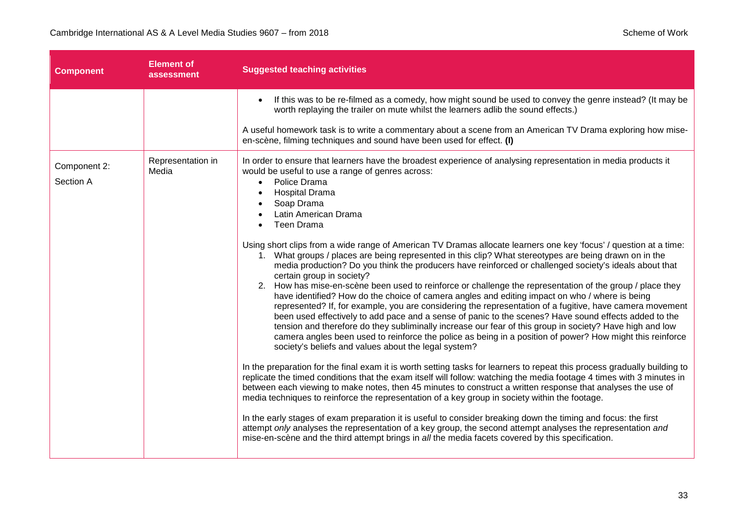| Component | Element of assessment | Suggested teaching activities |
|---|---|---|
| | | • If this was to be re-filmed as a comedy, how might sound be used to convey the genre instead? (It may be worth replaying the trailer on mute whilst the learners adlib the sound effects.)<br><br>A useful homework task is to write a commentary about a scene from an American TV Drama exploring how mise-en-scène, filming techniques and sound have been used for effect. **(I)** |
| Component 2:<br>Section A | Representation in Media | In order to ensure that learners have the broadest experience of analysing representation in media products it would be useful to use a range of genres across:<br>• Police Drama<br>• Hospital Drama<br>• Soap Drama<br>• Latin American Drama<br>• Teen Drama<br><br>Using short clips from a wide range of American TV Dramas allocate learners one key 'focus' / question at a time:<br>1. What groups / places are being represented in this clip? What stereotypes are being drawn on in the media production? Do you think the producers have reinforced or challenged society's ideals about that certain group in society?<br>2. How has mise-en-scène been used to reinforce or challenge the representation of the group / place they have identified? How do the choice of camera angles and editing impact on who / where is being represented? If, for example, you are considering the representation of a fugitive, have camera movement been used effectively to add pace and a sense of panic to the scenes? Have sound effects added to the tension and therefore do they subliminally increase our fear of this group in society? Have high and low camera angles been used to reinforce the police as being in a position of power? How might this reinforce society's beliefs and values about the legal system?<br><br>In the preparation for the final exam it is worth setting tasks for learners to repeat this process gradually building to replicate the timed conditions that the exam itself will follow: watching the media footage 4 times with 3 minutes in between each viewing to make notes, then 45 minutes to construct a written response that analyses the use of media techniques to reinforce the representation of a key group in society within the footage.<br><br>In the early stages of exam preparation it is useful to consider breaking down the timing and focus: the first attempt *only* analyses the representation of a key group, the second attempt analyses the representation *and* mise-en-scène and the third attempt brings in *all* the media facets covered by this specification. |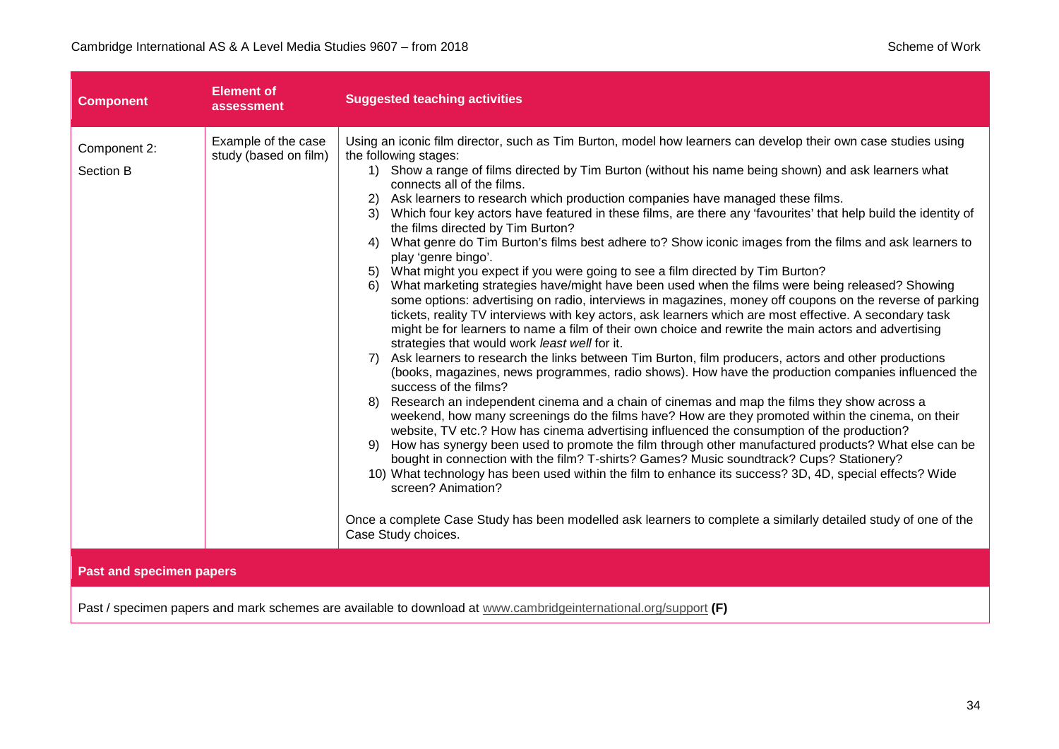| Component | Element of assessment | Suggested teaching activities |
|---|---|---|
| Component 2:<br><br>Section B | Example of the case study (based on film) | Using an iconic film director, such as Tim Burton, model how learners can develop their own case studies using the following stages:<br>1) Show a range of films directed by Tim Burton (without his name being shown) and ask learners what connects all of the films.<br>2) Ask learners to research which production companies have managed these films.<br>3) Which four key actors have featured in these films, are there any 'favourites' that help build the identity of the films directed by Tim Burton?<br>4) What genre do Tim Burton's films best adhere to? Show iconic images from the films and ask learners to play 'genre bingo'.<br>5) What might you expect if you were going to see a film directed by Tim Burton?<br>6) What marketing strategies have/might have been used when the films were being released? Showing some options: advertising on radio, interviews in magazines, money off coupons on the reverse of parking tickets, reality TV interviews with key actors, ask learners which are most effective. A secondary task might be for learners to name a film of their own choice and rewrite the main actors and advertising strategies that would work *least well* for it.<br>7) Ask learners to research the links between Tim Burton, film producers, actors and other productions (books, magazines, news programmes, radio shows). How have the production companies influenced the success of the films?<br>8) Research an independent cinema and a chain of cinemas and map the films they show across a weekend, how many screenings do the films have? How are they promoted within the cinema, on their website, TV etc.? How has cinema advertising influenced the consumption of the production?<br>9) How has synergy been used to promote the film through other manufactured products? What else can be bought in connection with the film? T-shirts? Games? Music soundtrack? Cups? Stationery?<br>10) What technology has been used within the film to enhance its success? 3D, 4D, special effects? Wide screen? Animation?<br><br>Once a complete Case Study has been modelled ask learners to complete a similarly detailed study of one of the Case Study choices. |

**Past and specimen papers**

Past / specimen papers and mark schemes are available to download at www.cambridgeinternational.org/support **(F)**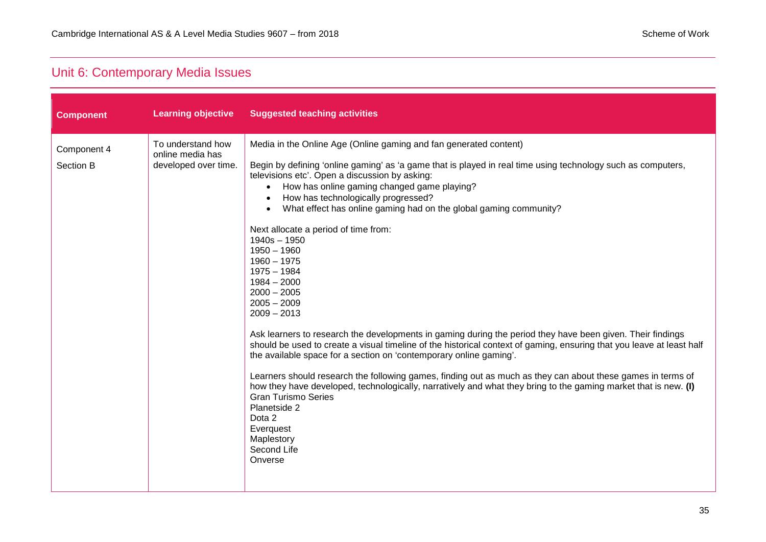## Unit 6: Contemporary Media Issues

| Component | Learning objective | Suggested teaching activities |
|---|---|---|
| Component 4<br><br>Section B | To understand how online media has developed over time. | Media in the Online Age (Online gaming and fan generated content)<br><br>Begin by defining 'online gaming' as 'a game that is played in real time using technology such as computers, televisions etc'. Open a discussion by asking:<br>• How has online gaming changed game playing?<br>• How has technologically progressed?<br>• What effect has online gaming had on the global gaming community?<br><br>Next allocate a period of time from:<br>1940s – 1950<br>1950 – 1960<br>1960 – 1975<br>1975 – 1984<br>1984 – 2000<br>2000 – 2005<br>2005 – 2009<br>2009 – 2013<br><br>Ask learners to research the developments in gaming during the period they have been given. Their findings should be used to create a visual timeline of the historical context of gaming, ensuring that you leave at least half the available space for a section on 'contemporary online gaming'.<br><br>Learners should research the following games, finding out as much as they can about these games in terms of how they have developed, technologically, narratively and what they bring to the gaming market that is new. **(I)**<br>Gran Turismo Series<br>Planetside 2<br>Dota 2<br>Everquest<br>Maplestory<br>Second Life<br>Onverse |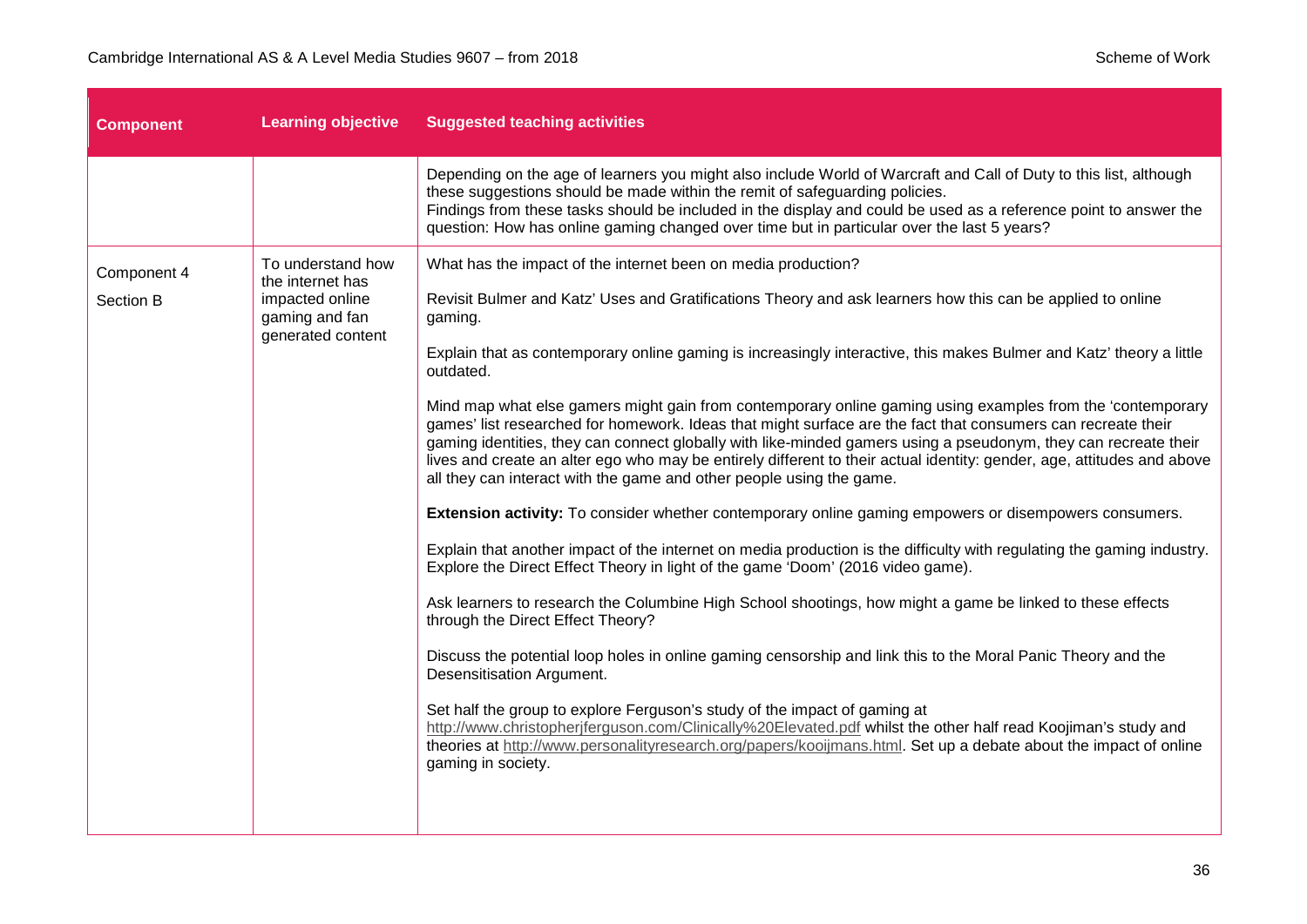| Component | Learning objective | Suggested teaching activities |
|---|---|---|
| | | Depending on the age of learners you might also include World of Warcraft and Call of Duty to this list, although these suggestions should be made within the remit of safeguarding policies.<br>Findings from these tasks should be included in the display and could be used as a reference point to answer the question: How has online gaming changed over time but in particular over the last 5 years? |
| Component 4<br><br>Section B | To understand how the internet has impacted online gaming and fan generated content | What has the impact of the internet been on media production?<br><br>Revisit Bulmer and Katz' Uses and Gratifications Theory and ask learners how this can be applied to online gaming.<br><br>Explain that as contemporary online gaming is increasingly interactive, this makes Bulmer and Katz' theory a little outdated.<br><br>Mind map what else gamers might gain from contemporary online gaming using examples from the 'contemporary games' list researched for homework. Ideas that might surface are the fact that consumers can recreate their gaming identities, they can connect globally with like-minded gamers using a pseudonym, they can recreate their lives and create an alter ego who may be entirely different to their actual identity: gender, age, attitudes and above all they can interact with the game and other people using the game.<br><br>**Extension activity:** To consider whether contemporary online gaming empowers or disempowers consumers.<br><br>Explain that another impact of the internet on media production is the difficulty with regulating the gaming industry. Explore the Direct Effect Theory in light of the game 'Doom' (2016 video game).<br><br>Ask learners to research the Columbine High School shootings, how might a game be linked to these effects through the Direct Effect Theory?<br><br>Discuss the potential loop holes in online gaming censorship and link this to the Moral Panic Theory and the Desensitisation Argument.<br><br>Set half the group to explore Ferguson's study of the impact of gaming at http://www.christopherjferguson.com/Clinically%20Elevated.pdf whilst the other half read Koojiman's study and theories at http://www.personalityresearch.org/papers/kooijmans.html. Set up a debate about the impact of online gaming in society. |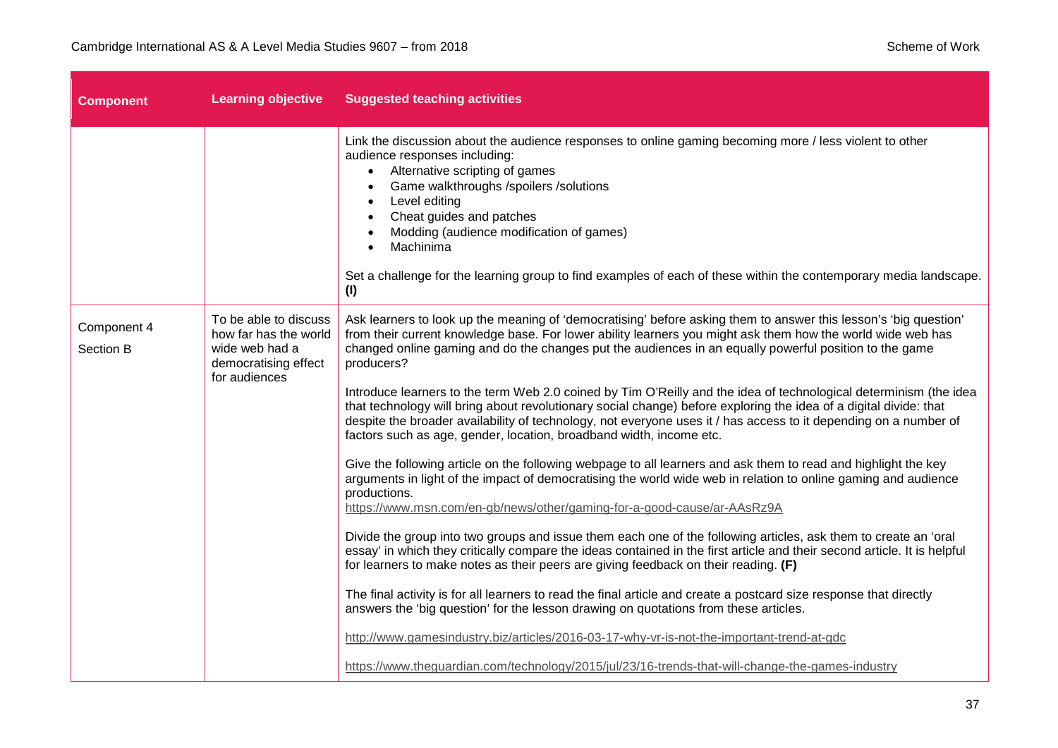| Component | Learning objective | Suggested teaching activities |
|---|---|---|
| | | Link the discussion about the audience responses to online gaming becoming more / less violent to other audience responses including:<br>• Alternative scripting of games<br>• Game walkthroughs /spoilers /solutions<br>• Level editing<br>• Cheat guides and patches<br>• Modding (audience modification of games)<br>• Machinima<br><br>Set a challenge for the learning group to find examples of each of these within the contemporary media landscape. **(I)** |
| Component 4<br><br>Section B | To be able to discuss how far has the world wide web had a democratising effect for audiences | Ask learners to look up the meaning of 'democratising' before asking them to answer this lesson's 'big question' from their current knowledge base. For lower ability learners you might ask them how the world wide web has changed online gaming and do the changes put the audiences in an equally powerful position to the game producers?<br><br>Introduce learners to the term Web 2.0 coined by Tim O'Reilly and the idea of technological determinism (the idea that technology will bring about revolutionary social change) before exploring the idea of a digital divide: that despite the broader availability of technology, not everyone uses it / has access to it depending on a number of factors such as age, gender, location, broadband width, income etc.<br><br>Give the following article on the following webpage to all learners and ask them to read and highlight the key arguments in light of the impact of democratising the world wide web in relation to online gaming and audience productions.<br>https://www.msn.com/en-gb/news/other/gaming-for-a-good-cause/ar-AAsRz9A<br><br>Divide the group into two groups and issue them each one of the following articles, ask them to create an 'oral essay' in which they critically compare the ideas contained in the first article and their second article. It is helpful for learners to make notes as their peers are giving feedback on their reading. **(F)**<br><br>The final activity is for all learners to read the final article and create a postcard size response that directly answers the 'big question' for the lesson drawing on quotations from these articles.<br><br>http://www.gamesindustry.biz/articles/2016-03-17-why-vr-is-not-the-important-trend-at-gdc<br><br>https://www.theguardian.com/technology/2015/jul/23/16-trends-that-will-change-the-games-industry |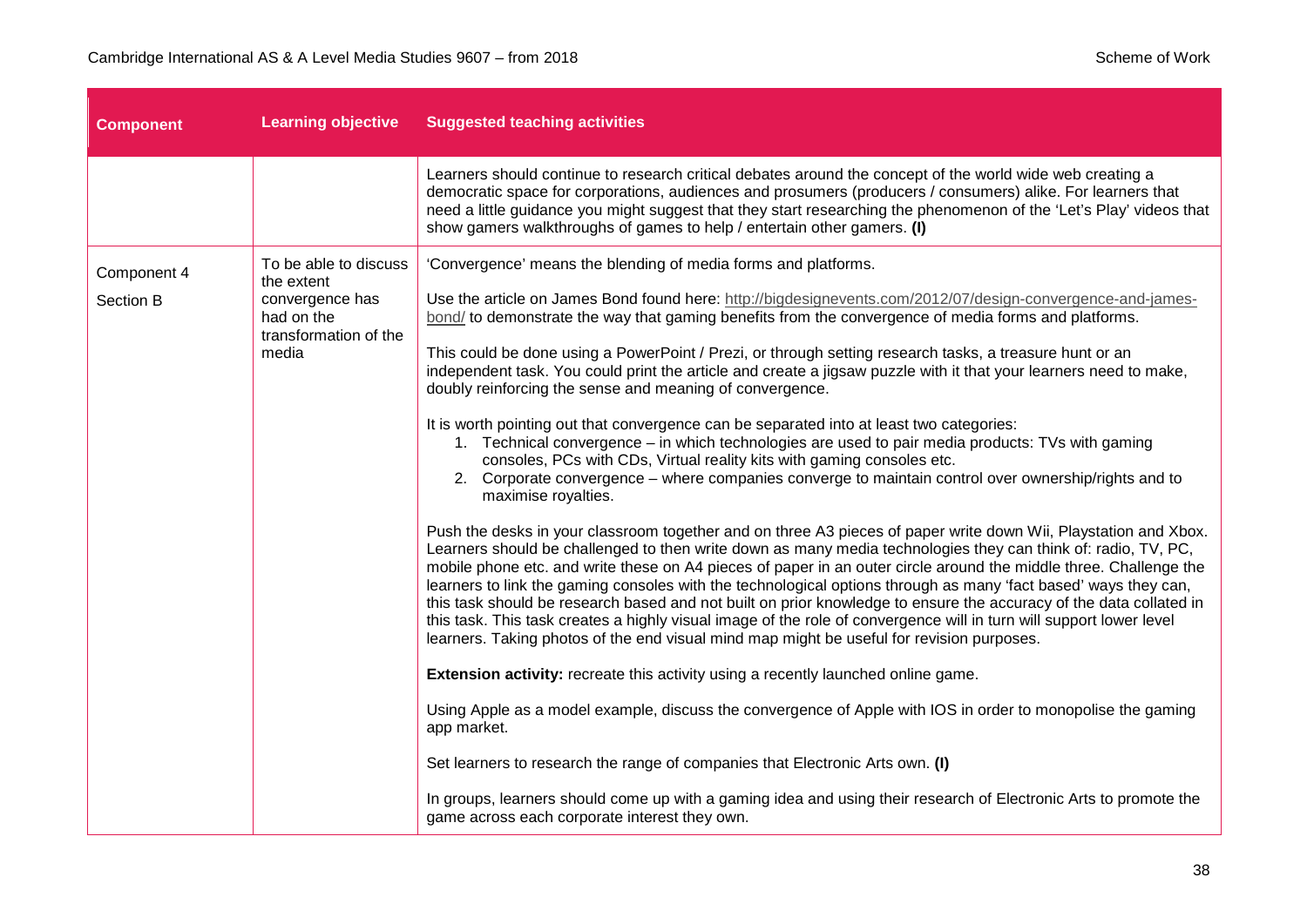| Component | Learning objective | Suggested teaching activities |
| --- | --- | --- |
| | | Learners should continue to research critical debates around the concept of the world wide web creating a democratic space for corporations, audiences and prosumers (producers / consumers) alike. For learners that need a little guidance you might suggest that they start researching the phenomenon of the 'Let's Play' videos that show gamers walkthroughs of games to help / entertain other gamers. **(I)** |
| Component 4<br><br>Section B | To be able to discuss the extent convergence has had on the transformation of the media | 'Convergence' means the blending of media forms and platforms.<br><br>Use the article on James Bond found here: [http://bigdesignevents.com/2012/07/design-convergence-and-james-bond/](http://bigdesignevents.com/2012/07/design-convergence-and-james-bond/) to demonstrate the way that gaming benefits from the convergence of media forms and platforms.<br><br>This could be done using a PowerPoint / Prezi, or through setting research tasks, a treasure hunt or an independent task. You could print the article and create a jigsaw puzzle with it that your learners need to make, doubly reinforcing the sense and meaning of convergence.<br><br>It is worth pointing out that convergence can be separated into at least two categories:<br>1. Technical convergence – in which technologies are used to pair media products: TVs with gaming consoles, PCs with CDs, Virtual reality kits with gaming consoles etc.<br>2. Corporate convergence – where companies converge to maintain control over ownership/rights and to maximise royalties.<br><br>Push the desks in your classroom together and on three A3 pieces of paper write down Wii, Playstation and Xbox. Learners should be challenged to then write down as many media technologies they can think of: radio, TV, PC, mobile phone etc. and write these on A4 pieces of paper in an outer circle around the middle three. Challenge the learners to link the gaming consoles with the technological options through as many 'fact based' ways they can, this task should be research based and not built on prior knowledge to ensure the accuracy of the data collated in this task. This task creates a highly visual image of the role of convergence will in turn will support lower level learners. Taking photos of the end visual mind map might be useful for revision purposes.<br><br>**Extension activity:** recreate this activity using a recently launched online game.<br><br>Using Apple as a model example, discuss the convergence of Apple with IOS in order to monopolise the gaming app market.<br><br>Set learners to research the range of companies that Electronic Arts own. **(I)**<br><br>In groups, learners should come up with a gaming idea and using their research of Electronic Arts to promote the game across each corporate interest they own. |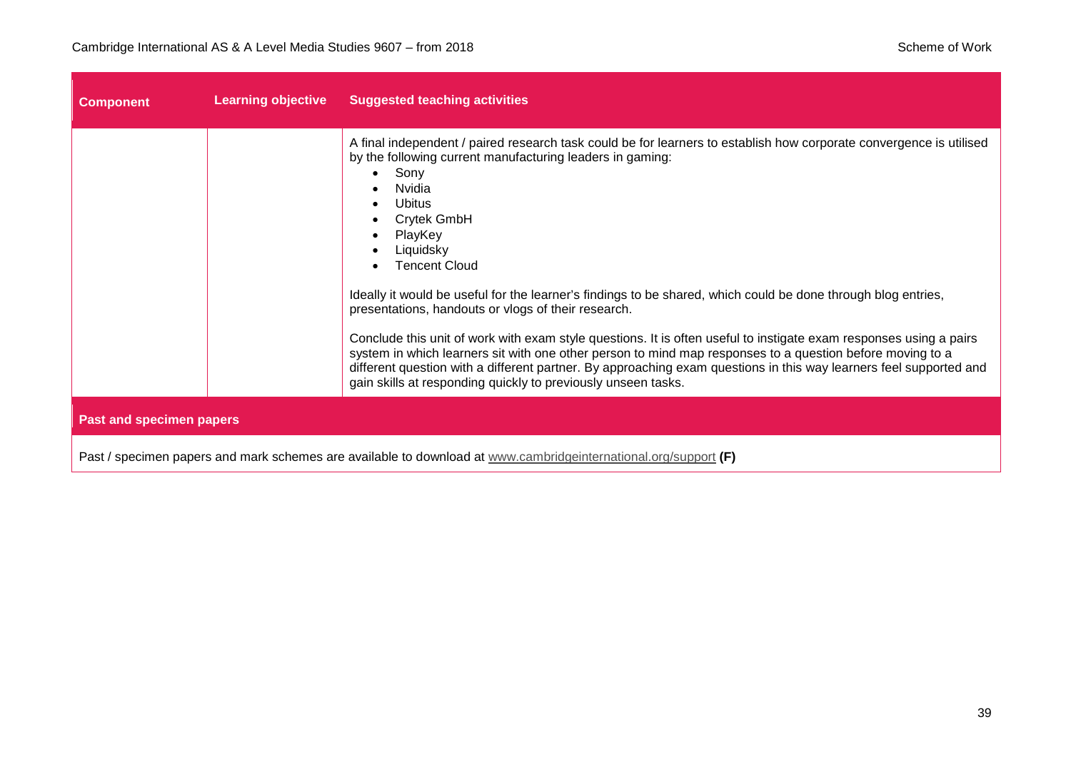| Component | Learning objective | Suggested teaching activities |
|---|---|---|
| | | A final independent / paired research task could be for learners to establish how corporate convergence is utilised by the following current manufacturing leaders in gaming:<br>• Sony<br>• Nvidia<br>• Ubitus<br>• Crytek GmbH<br>• PlayKey<br>• Liquidsky<br>• Tencent Cloud<br><br>Ideally it would be useful for the learner's findings to be shared, which could be done through blog entries, presentations, handouts or vlogs of their research.<br><br>Conclude this unit of work with exam style questions. It is often useful to instigate exam responses using a pairs system in which learners sit with one other person to mind map responses to a question before moving to a different question with a different partner. By approaching exam questions in this way learners feel supported and gain skills at responding quickly to previously unseen tasks. |

**Past and specimen papers**

Past / specimen papers and mark schemes are available to download at www.cambridgeinternational.org/support **(F)**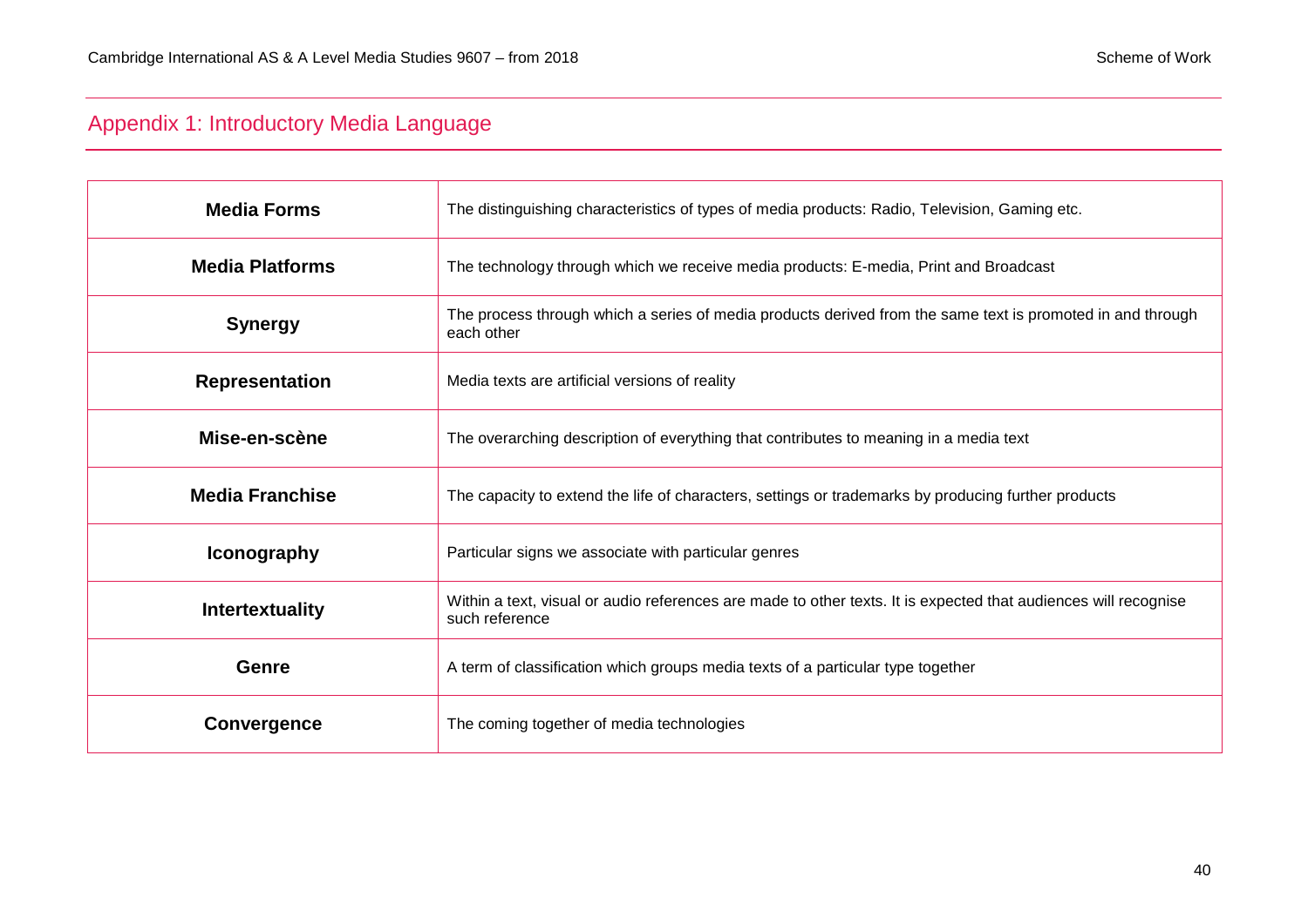## Appendix 1: Introductory Media Language

| | |
|---|---|
| **Media Forms** | The distinguishing characteristics of types of media products: Radio, Television, Gaming etc. |
| **Media Platforms** | The technology through which we receive media products: E-media, Print and Broadcast |
| **Synergy** | The process through which a series of media products derived from the same text is promoted in and through each other |
| **Representation** | Media texts are artificial versions of reality |
| **Mise-en-scène** | The overarching description of everything that contributes to meaning in a media text |
| **Media Franchise** | The capacity to extend the life of characters, settings or trademarks by producing further products |
| **Iconography** | Particular signs we associate with particular genres |
| **Intertextuality** | Within a text, visual or audio references are made to other texts. It is expected that audiences will recognise such reference |
| **Genre** | A term of classification which groups media texts of a particular type together |
| **Convergence** | The coming together of media technologies |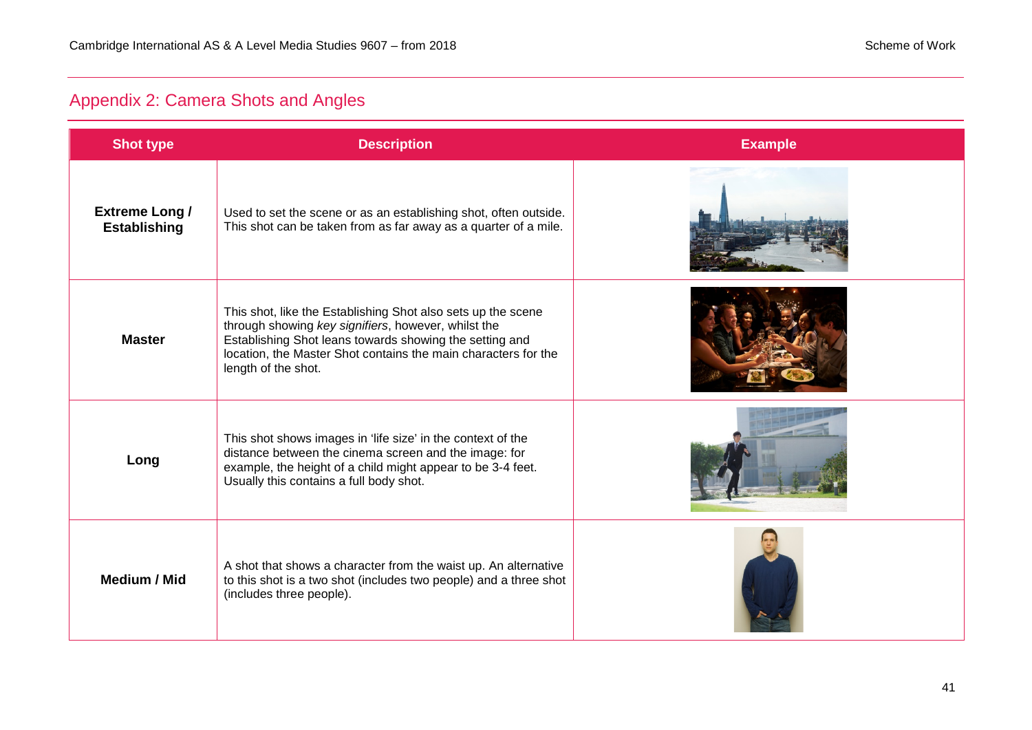## Appendix 2: Camera Shots and Angles

| Shot type | Description | Example |
|---|---|---|
| **Extreme Long / Establishing** | Used to set the scene or as an establishing shot, often outside. This shot can be taken from as far away as a quarter of a mile. | |
| **Master** | This shot, like the Establishing Shot also sets up the scene through showing *key signifiers*, however, whilst the Establishing Shot leans towards showing the setting and location, the Master Shot contains the main characters for the length of the shot. | |
| **Long** | This shot shows images in 'life size' in the context of the distance between the cinema screen and the image: for example, the height of a child might appear to be 3-4 feet. Usually this contains a full body shot. | |
| **Medium / Mid** | A shot that shows a character from the waist up. An alternative to this shot is a two shot (includes two people) and a three shot (includes three people). | |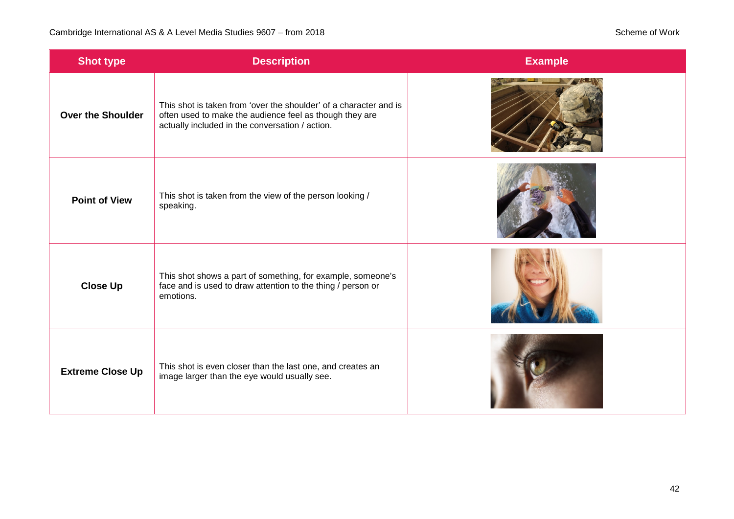| Shot type | Description | Example |
|---|---|---|
| **Over the Shoulder** | This shot is taken from 'over the shoulder' of a character and is often used to make the audience feel as though they are actually included in the conversation / action. | |
| **Point of View** | This shot is taken from the view of the person looking / speaking. | |
| **Close Up** | This shot shows a part of something, for example, someone's face and is used to draw attention to the thing / person or emotions. | |
| **Extreme Close Up** | This shot is even closer than the last one, and creates an image larger than the eye would usually see. | |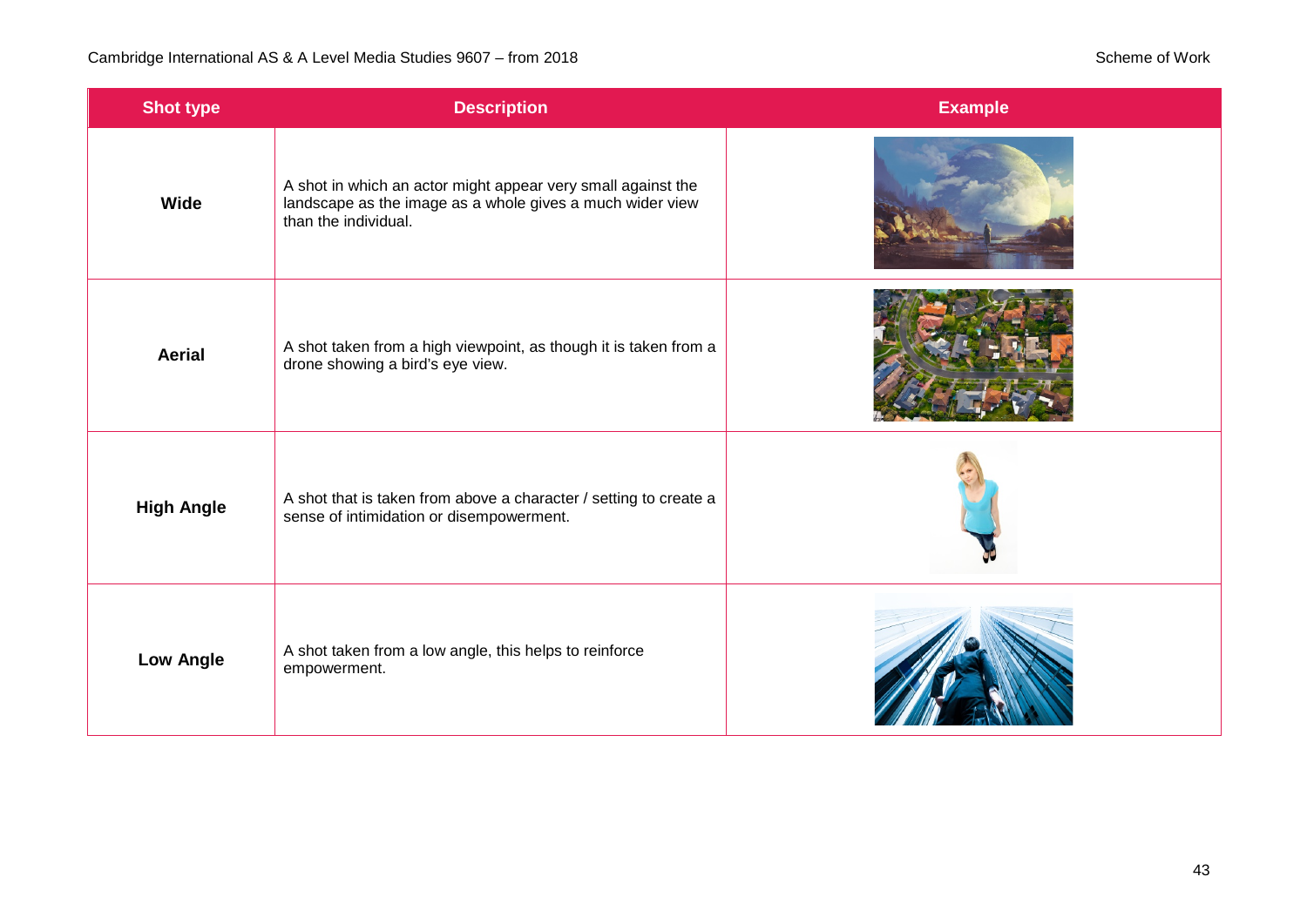| Shot type | Description | Example |
|---|---|---|
| **Wide** | A shot in which an actor might appear very small against the landscape as the image as a whole gives a much wider view than the individual. | |
| **Aerial** | A shot taken from a high viewpoint, as though it is taken from a drone showing a bird's eye view. | |
| **High Angle** | A shot that is taken from above a character / setting to create a sense of intimidation or disempowerment. | |
| **Low Angle** | A shot taken from a low angle, this helps to reinforce empowerment. | |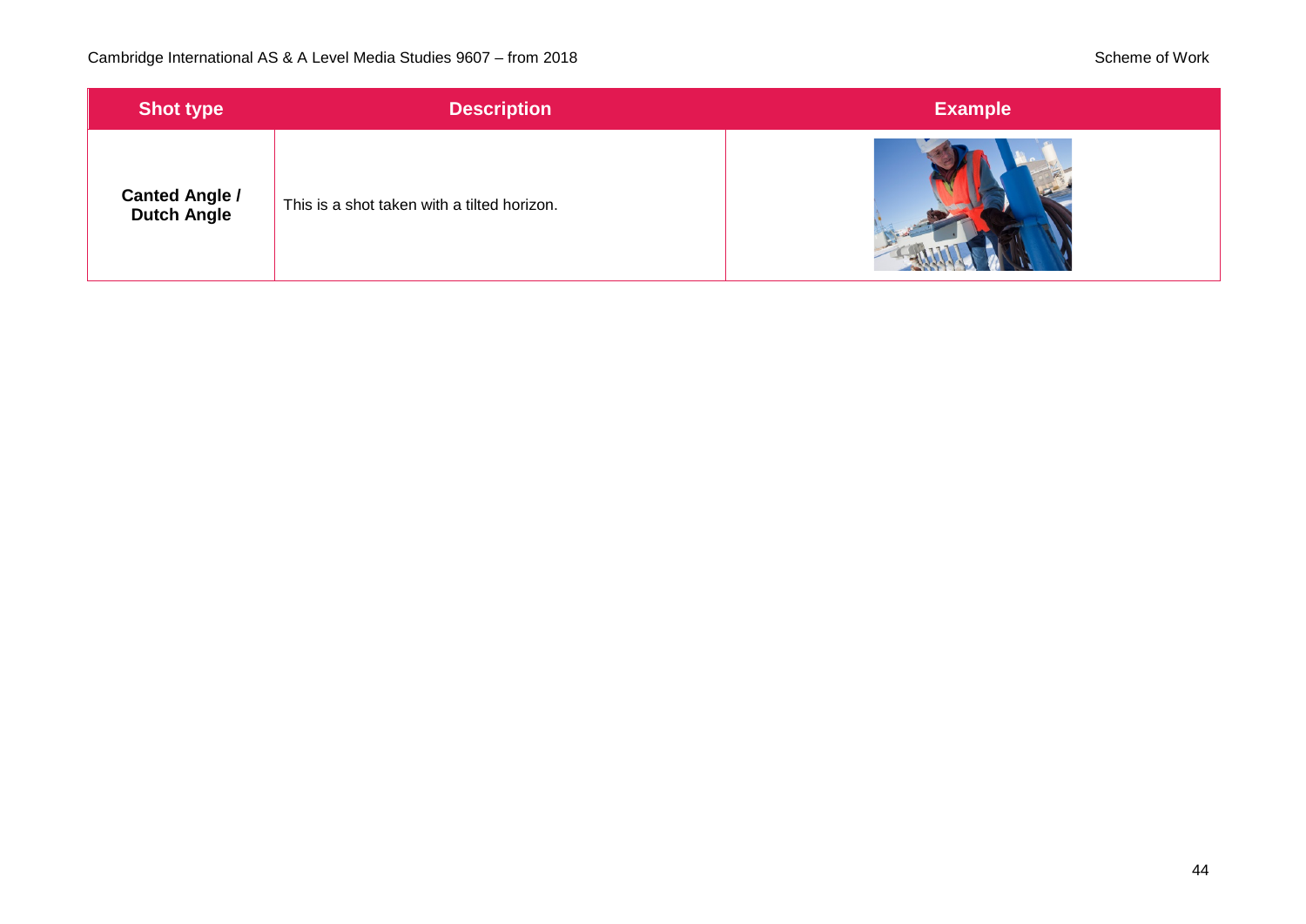| Shot type | Description | Example |
| --- | --- | --- |
| **Canted Angle / Dutch Angle** | This is a shot taken with a tilted horizon. | |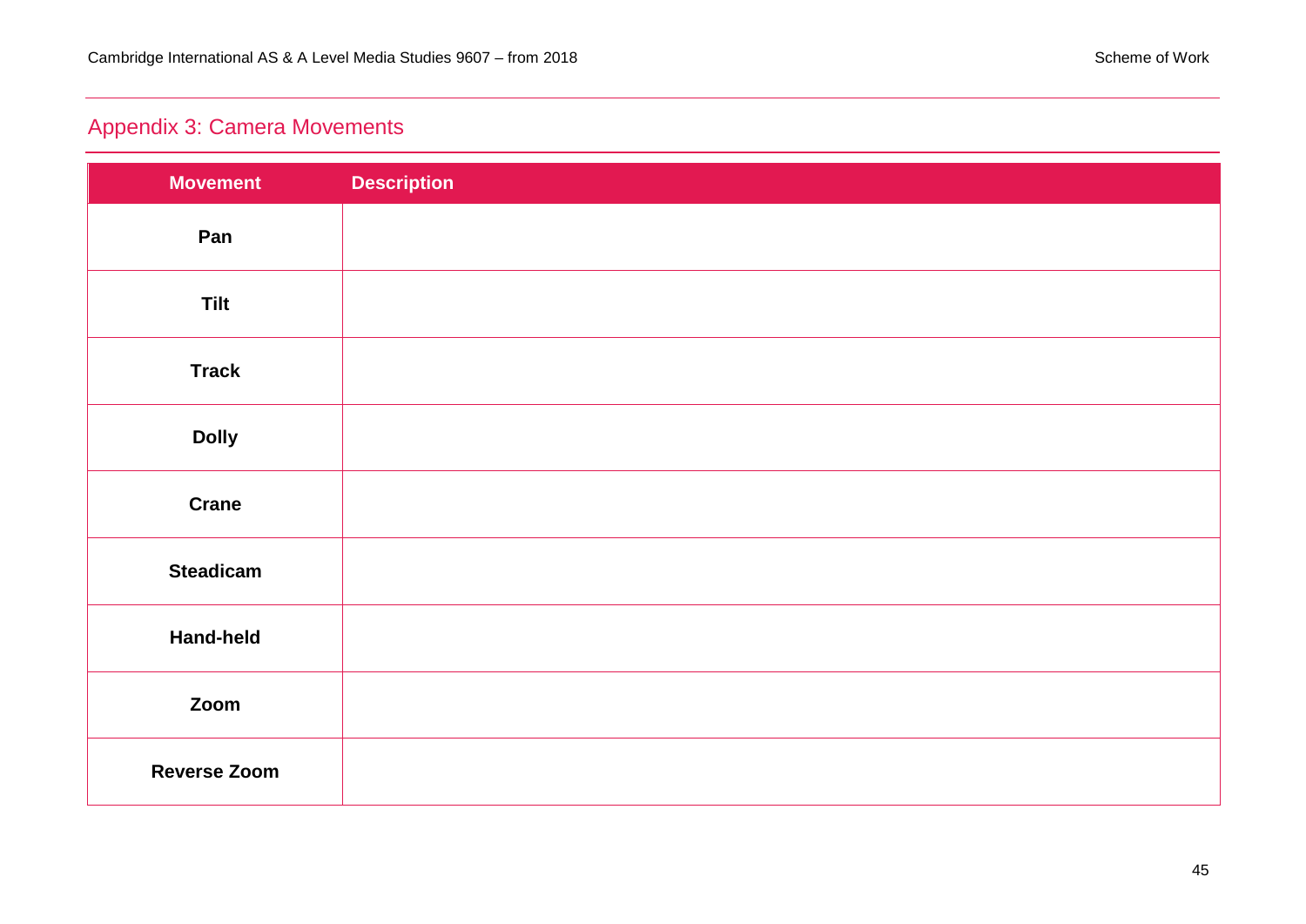## Appendix 3: Camera Movements

| Movement | Description |
| --- | --- |
| Pan | |
| Tilt | |
| Track | |
| Dolly | |
| Crane | |
| Steadicam | |
| Hand-held | |
| Zoom | |
| Reverse Zoom | |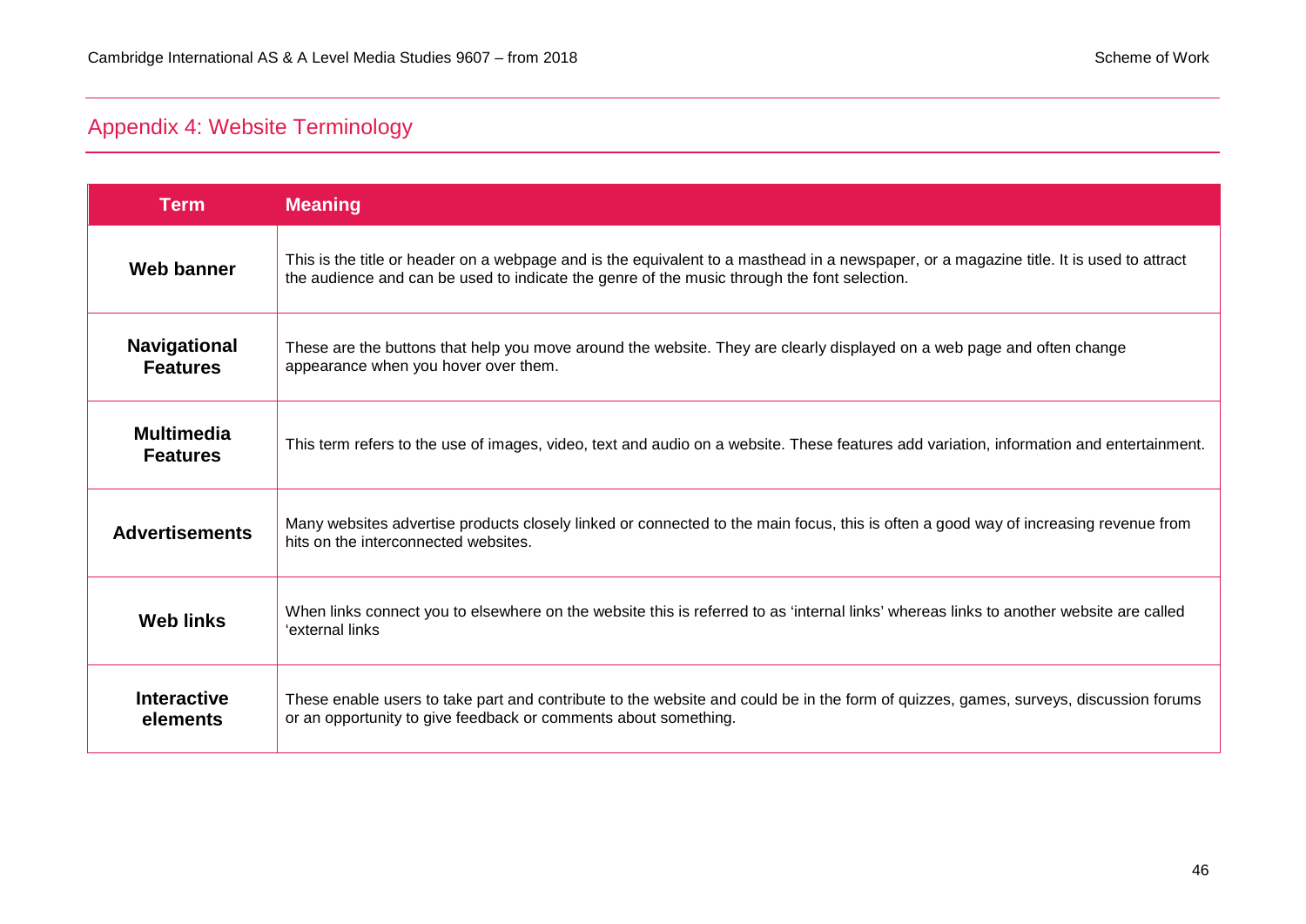## Appendix 4: Website Terminology

| Term | Meaning |
|---|---|
| **Web banner** | This is the title or header on a webpage and is the equivalent to a masthead in a newspaper, or a magazine title. It is used to attract the audience and can be used to indicate the genre of the music through the font selection. |
| **Navigational Features** | These are the buttons that help you move around the website. They are clearly displayed on a web page and often change appearance when you hover over them. |
| **Multimedia Features** | This term refers to the use of images, video, text and audio on a website. These features add variation, information and entertainment. |
| **Advertisements** | Many websites advertise products closely linked or connected to the main focus, this is often a good way of increasing revenue from hits on the interconnected websites. |
| **Web links** | When links connect you to elsewhere on the website this is referred to as 'internal links' whereas links to another website are called 'external links |
| **Interactive elements** | These enable users to take part and contribute to the website and could be in the form of quizzes, games, surveys, discussion forums or an opportunity to give feedback or comments about something. |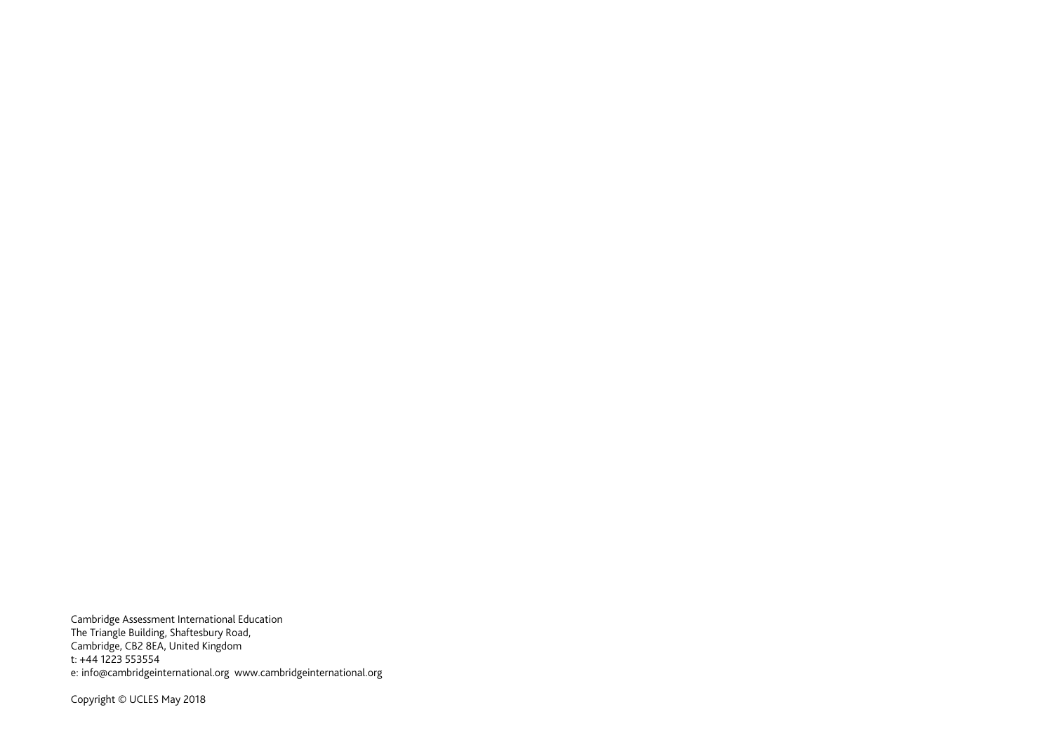Cambridge Assessment International Education
The Triangle Building, Shaftesbury Road,
Cambridge, CB2 8EA, United Kingdom
t: +44 1223 553554
e: info@cambridgeinternational.org www.cambridgeinternational.org

Copyright © UCLES May 2018